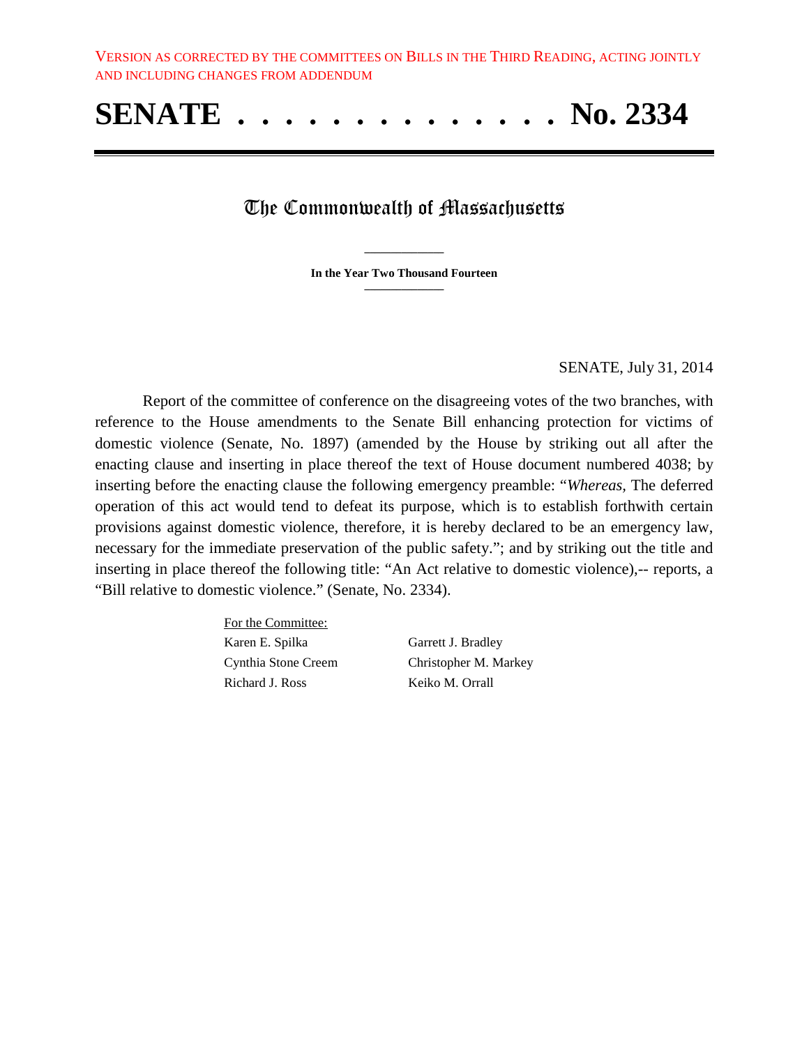VERSION AS CORRECTED BY THE COMMITTEES ON BILLS IN THE THIRD READING, ACTING JOINTLY AND INCLUDING CHANGES FROM ADDENDUM

# SENATE . . . . . . . . . . . . . . . No. 2334

## The Commonwealth of Massachusetts

**In the Year Two Thousand Fourteen**

SENATE, July 31, 2014

Report of the committee of conference on the disagreeing votes of the two branches, with reference to the House amendments to the Senate Bill enhancing protection for victims of domestic violence (Senate, No. 1897) (amended by the House by striking out all after the enacting clause and inserting in place thereof the text of House document numbered 4038; by inserting before the enacting clause the following emergency preamble: "*Whereas,* The deferred operation of this act would tend to defeat its purpose, which is to establish forthwith certain provisions against domestic violence, therefore, it is hereby declared to be an emergency law, necessary for the immediate preservation of the public safety."; and by striking out the title and inserting in place thereof the following title: "An Act relative to domestic violence),-- reports, a "Bill relative to domestic violence." (Senate, No. 2334).

For the Committee:

| | |
|---|---|
| Karen E. Spilka | Garrett J. Bradley |
| Cynthia Stone Creem | Christopher M. Markey |
| Richard J. Ross | Keiko M. Orrall |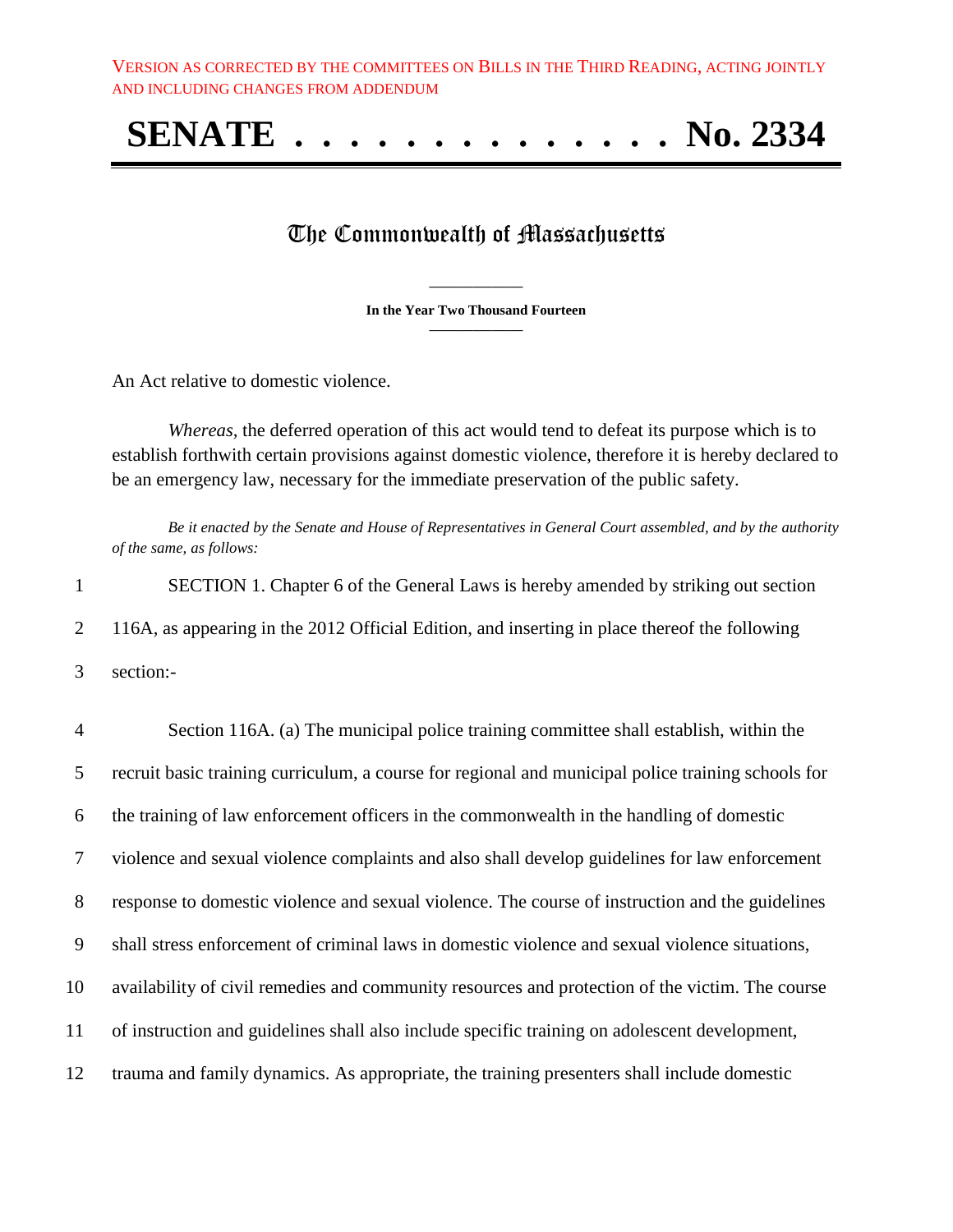VERSION AS CORRECTED BY THE COMMITTEES ON BILLS IN THE THIRD READING, ACTING JOINTLY AND INCLUDING CHANGES FROM ADDENDUM

# SENATE . . . . . . . . . . . . . . No. 2334

## The Commonwealth of Massachusetts

**In the Year Two Thousand Fourteen**

An Act relative to domestic violence.

*Whereas,* the deferred operation of this act would tend to defeat its purpose which is to establish forthwith certain provisions against domestic violence, therefore it is hereby declared to be an emergency law, necessary for the immediate preservation of the public safety.

*Be it enacted by the Senate and House of Representatives in General Court assembled, and by the authority of the same, as follows:*

1 SECTION 1. Chapter 6 of the General Laws is hereby amended by striking out section
2 116A, as appearing in the 2012 Official Edition, and inserting in place thereof the following
3 section:-

4 Section 116A. (a) The municipal police training committee shall establish, within the
5 recruit basic training curriculum, a course for regional and municipal police training schools for
6 the training of law enforcement officers in the commonwealth in the handling of domestic
7 violence and sexual violence complaints and also shall develop guidelines for law enforcement
8 response to domestic violence and sexual violence. The course of instruction and the guidelines
9 shall stress enforcement of criminal laws in domestic violence and sexual violence situations,
10 availability of civil remedies and community resources and protection of the victim. The course
11 of instruction and guidelines shall also include specific training on adolescent development,
12 trauma and family dynamics. As appropriate, the training presenters shall include domestic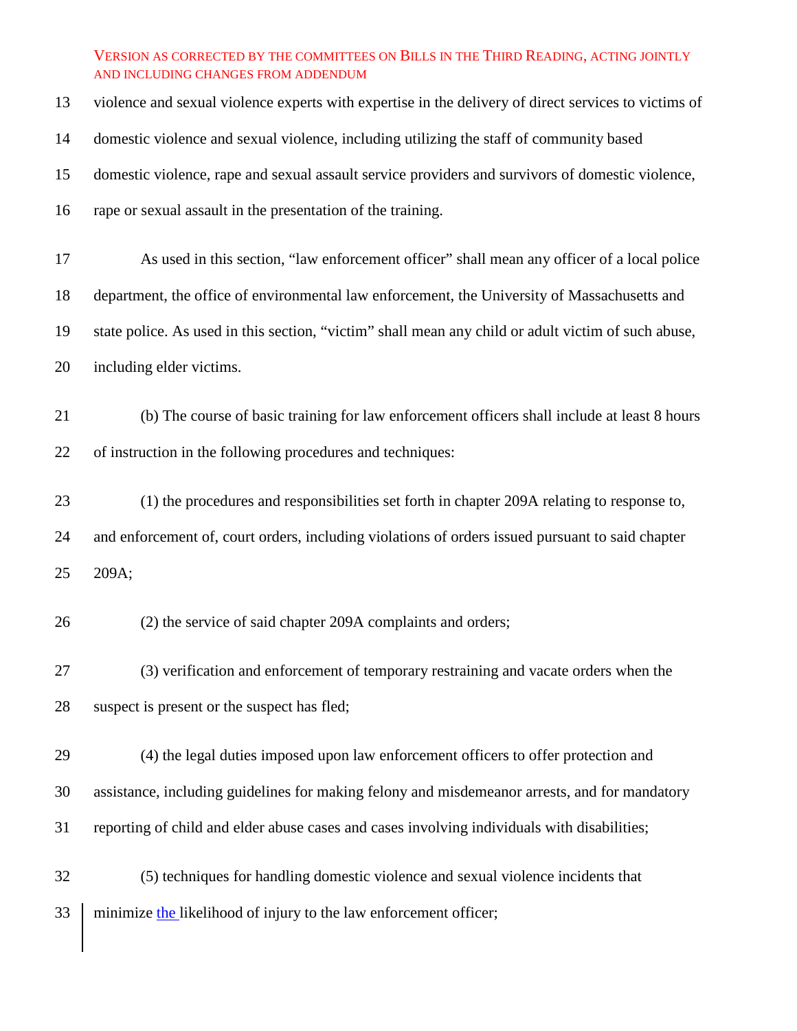violence and sexual violence experts with expertise in the delivery of direct services to victims of domestic violence and sexual violence, including utilizing the staff of community based domestic violence, rape and sexual assault service providers and survivors of domestic violence, rape or sexual assault in the presentation of the training.

As used in this section, “law enforcement officer” shall mean any officer of a local police department, the office of environmental law enforcement, the University of Massachusetts and state police. As used in this section, “victim” shall mean any child or adult victim of such abuse, including elder victims.

(b) The course of basic training for law enforcement officers shall include at least 8 hours of instruction in the following procedures and techniques:

(1) the procedures and responsibilities set forth in chapter 209A relating to response to, and enforcement of, court orders, including violations of orders issued pursuant to said chapter 209A;

(2) the service of said chapter 209A complaints and orders;

(3) verification and enforcement of temporary restraining and vacate orders when the suspect is present or the suspect has fled;

(4) the legal duties imposed upon law enforcement officers to offer protection and assistance, including guidelines for making felony and misdemeanor arrests, and for mandatory reporting of child and elder abuse cases and cases involving individuals with disabilities;

(5) techniques for handling domestic violence and sexual violence incidents that minimize the likelihood of injury to the law enforcement officer;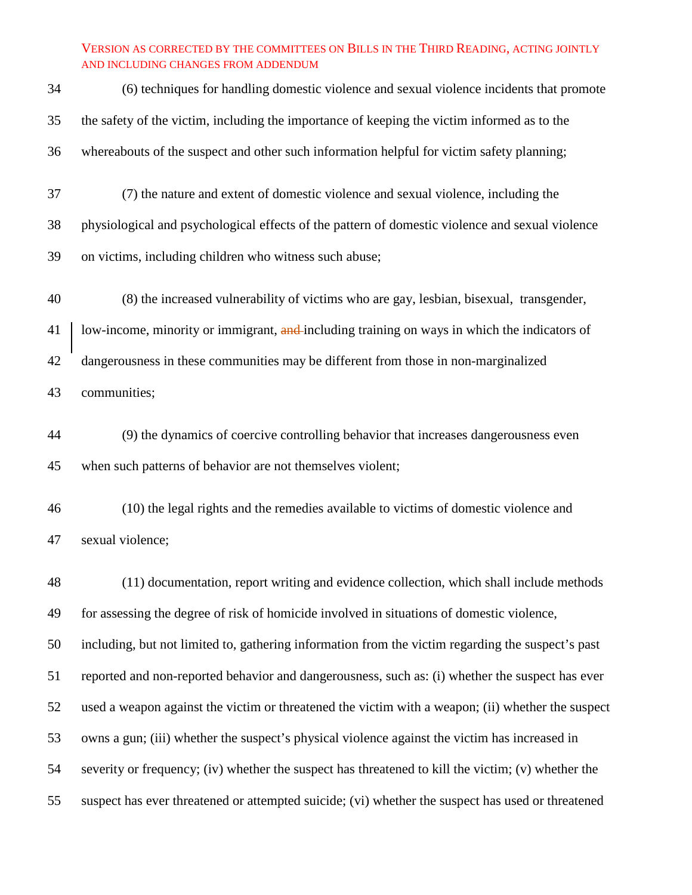(6) techniques for handling domestic violence and sexual violence incidents that promote the safety of the victim, including the importance of keeping the victim informed as to the whereabouts of the suspect and other such information helpful for victim safety planning;

(7) the nature and extent of domestic violence and sexual violence, including the physiological and psychological effects of the pattern of domestic violence and sexual violence on victims, including children who witness such abuse;

(8) the increased vulnerability of victims who are gay, lesbian, bisexual, transgender, low-income, minority or immigrant, ~~and~~ including training on ways in which the indicators of dangerousness in these communities may be different from those in non-marginalized communities;

(9) the dynamics of coercive controlling behavior that increases dangerousness even when such patterns of behavior are not themselves violent;

(10) the legal rights and the remedies available to victims of domestic violence and sexual violence;

(11) documentation, report writing and evidence collection, which shall include methods for assessing the degree of risk of homicide involved in situations of domestic violence, including, but not limited to, gathering information from the victim regarding the suspect's past reported and non-reported behavior and dangerousness, such as: (i) whether the suspect has ever used a weapon against the victim or threatened the victim with a weapon; (ii) whether the suspect owns a gun; (iii) whether the suspect's physical violence against the victim has increased in severity or frequency; (iv) whether the suspect has threatened to kill the victim; (v) whether the suspect has ever threatened or attempted suicide; (vi) whether the suspect has used or threatened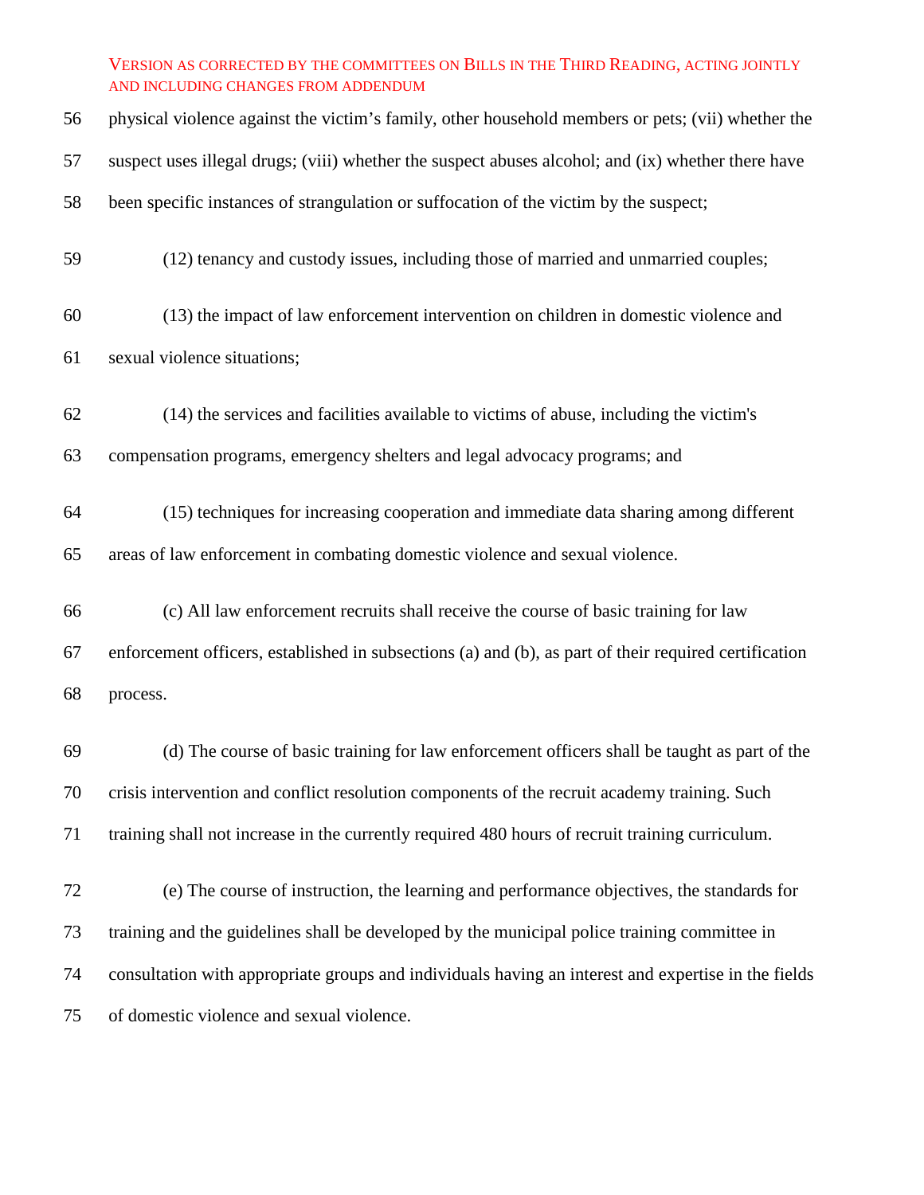physical violence against the victim’s family, other household members or pets; (vii) whether the suspect uses illegal drugs; (viii) whether the suspect abuses alcohol; and (ix) whether there have been specific instances of strangulation or suffocation of the victim by the suspect;

(12) tenancy and custody issues, including those of married and unmarried couples;

(13) the impact of law enforcement intervention on children in domestic violence and sexual violence situations;

(14) the services and facilities available to victims of abuse, including the victim's compensation programs, emergency shelters and legal advocacy programs; and

(15) techniques for increasing cooperation and immediate data sharing among different areas of law enforcement in combating domestic violence and sexual violence.

(c) All law enforcement recruits shall receive the course of basic training for law enforcement officers, established in subsections (a) and (b), as part of their required certification process.

(d) The course of basic training for law enforcement officers shall be taught as part of the crisis intervention and conflict resolution components of the recruit academy training. Such training shall not increase in the currently required 480 hours of recruit training curriculum.

(e) The course of instruction, the learning and performance objectives, the standards for training and the guidelines shall be developed by the municipal police training committee in consultation with appropriate groups and individuals having an interest and expertise in the fields of domestic violence and sexual violence.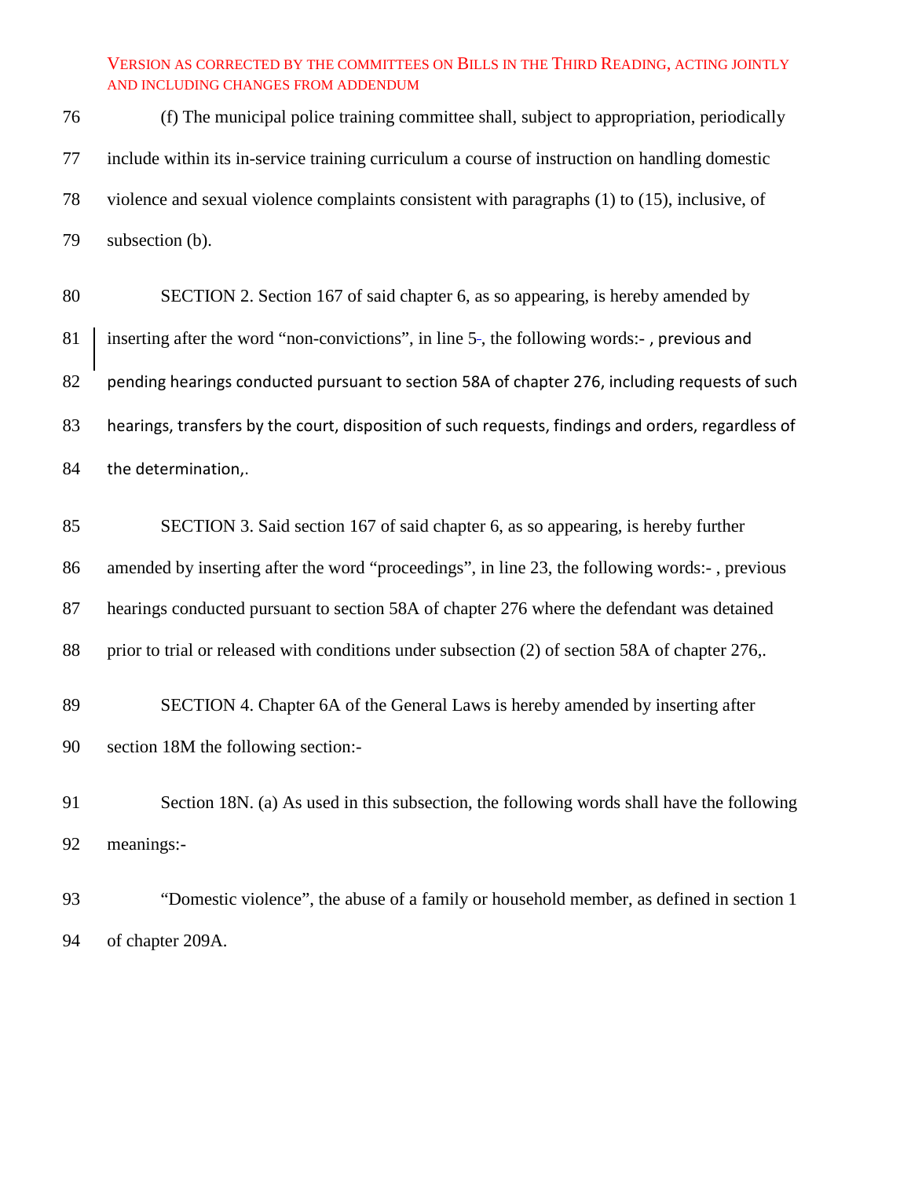VERSION AS CORRECTED BY THE COMMITTEES ON BILLS IN THE THIRD READING, ACTING JOINTLY AND INCLUDING CHANGES FROM ADDENDUM

76 (f) The municipal police training committee shall, subject to appropriation, periodically
77 include within its in-service training curriculum a course of instruction on handling domestic
78 violence and sexual violence complaints consistent with paragraphs (1) to (15), inclusive, of
79 subsection (b).

80 SECTION 2. Section 167 of said chapter 6, as so appearing, is hereby amended by
81 inserting after the word "non-convictions", in line 5, the following words:- , previous and
82 pending hearings conducted pursuant to section 58A of chapter 276, including requests of such
83 hearings, transfers by the court, disposition of such requests, findings and orders, regardless of
84 the determination,.

85 SECTION 3. Said section 167 of said chapter 6, as so appearing, is hereby further
86 amended by inserting after the word "proceedings", in line 23, the following words:- , previous
87 hearings conducted pursuant to section 58A of chapter 276 where the defendant was detained
88 prior to trial or released with conditions under subsection (2) of section 58A of chapter 276,.

89 SECTION 4. Chapter 6A of the General Laws is hereby amended by inserting after
90 section 18M the following section:-

91 Section 18N. (a) As used in this subsection, the following words shall have the following
92 meanings:-

93 "Domestic violence", the abuse of a family or household member, as defined in section 1
94 of chapter 209A.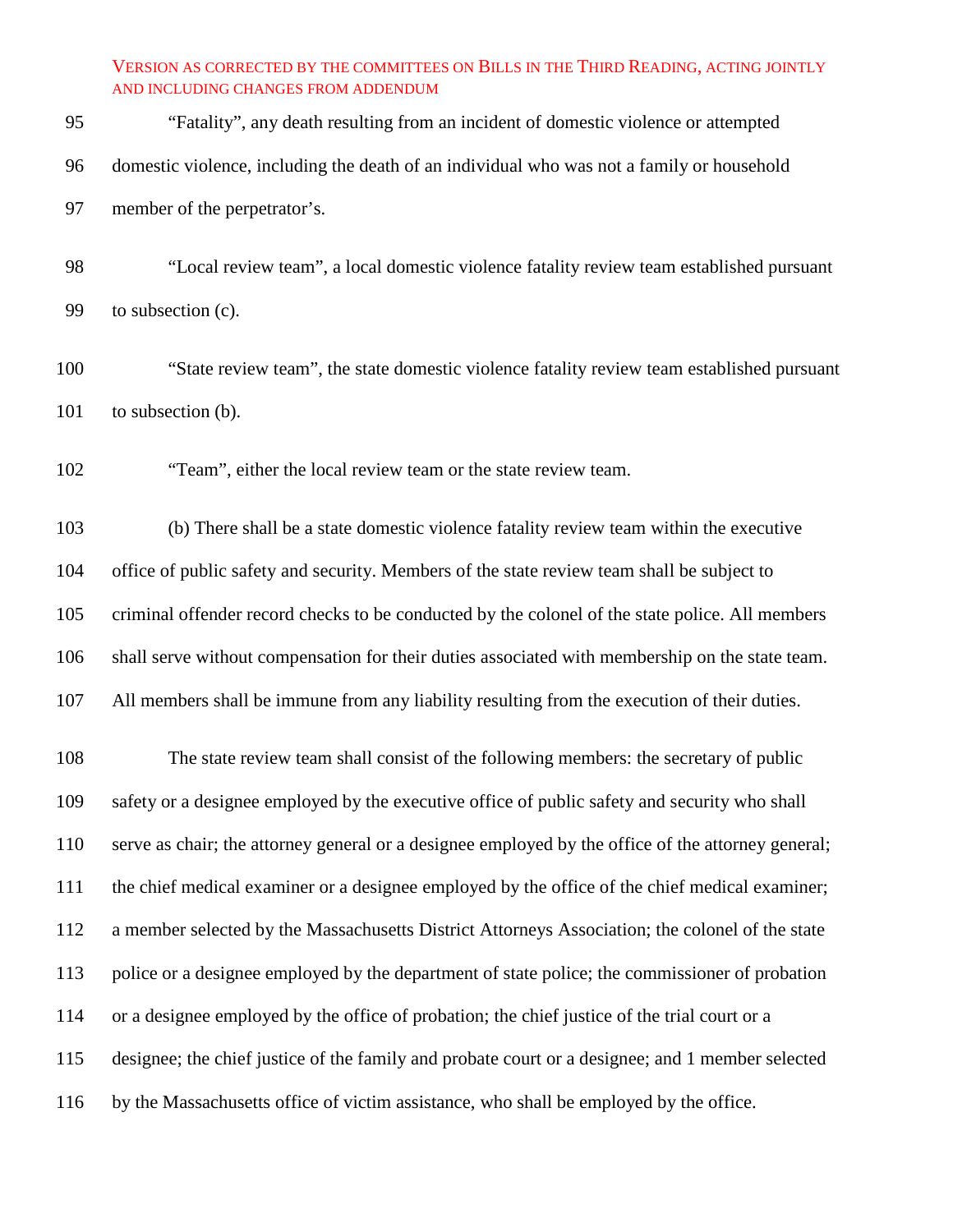"Fatality", any death resulting from an incident of domestic violence or attempted domestic violence, including the death of an individual who was not a family or household member of the perpetrator's.

"Local review team", a local domestic violence fatality review team established pursuant to subsection (c).

"State review team", the state domestic violence fatality review team established pursuant to subsection (b).

"Team", either the local review team or the state review team.

(b) There shall be a state domestic violence fatality review team within the executive office of public safety and security. Members of the state review team shall be subject to criminal offender record checks to be conducted by the colonel of the state police. All members shall serve without compensation for their duties associated with membership on the state team. All members shall be immune from any liability resulting from the execution of their duties.

The state review team shall consist of the following members: the secretary of public safety or a designee employed by the executive office of public safety and security who shall serve as chair; the attorney general or a designee employed by the office of the attorney general; the chief medical examiner or a designee employed by the office of the chief medical examiner; a member selected by the Massachusetts District Attorneys Association; the colonel of the state police or a designee employed by the department of state police; the commissioner of probation or a designee employed by the office of probation; the chief justice of the trial court or a designee; the chief justice of the family and probate court or a designee; and 1 member selected by the Massachusetts office of victim assistance, who shall be employed by the office.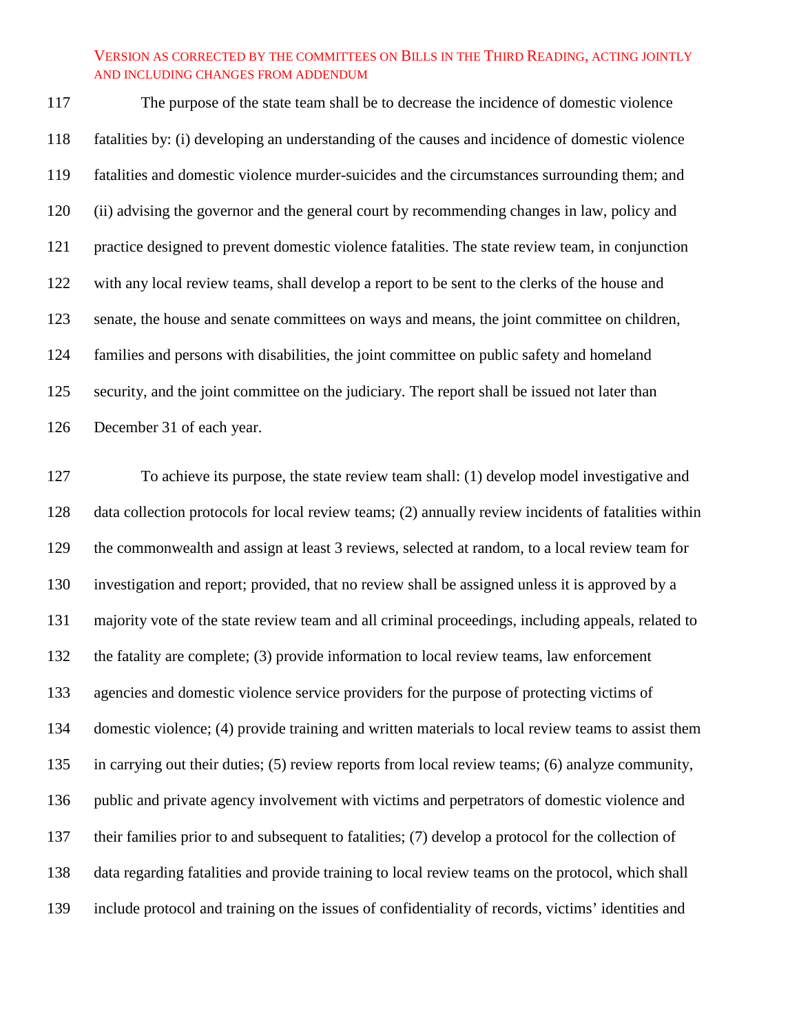The purpose of the state team shall be to decrease the incidence of domestic violence fatalities by: (i) developing an understanding of the causes and incidence of domestic violence fatalities and domestic violence murder-suicides and the circumstances surrounding them; and (ii) advising the governor and the general court by recommending changes in law, policy and practice designed to prevent domestic violence fatalities. The state review team, in conjunction with any local review teams, shall develop a report to be sent to the clerks of the house and senate, the house and senate committees on ways and means, the joint committee on children, families and persons with disabilities, the joint committee on public safety and homeland security, and the joint committee on the judiciary. The report shall be issued not later than December 31 of each year.

To achieve its purpose, the state review team shall: (1) develop model investigative and data collection protocols for local review teams; (2) annually review incidents of fatalities within the commonwealth and assign at least 3 reviews, selected at random, to a local review team for investigation and report; provided, that no review shall be assigned unless it is approved by a majority vote of the state review team and all criminal proceedings, including appeals, related to the fatality are complete; (3) provide information to local review teams, law enforcement agencies and domestic violence service providers for the purpose of protecting victims of domestic violence; (4) provide training and written materials to local review teams to assist them in carrying out their duties; (5) review reports from local review teams; (6) analyze community, public and private agency involvement with victims and perpetrators of domestic violence and their families prior to and subsequent to fatalities; (7) develop a protocol for the collection of data regarding fatalities and provide training to local review teams on the protocol, which shall include protocol and training on the issues of confidentiality of records, victims' identities and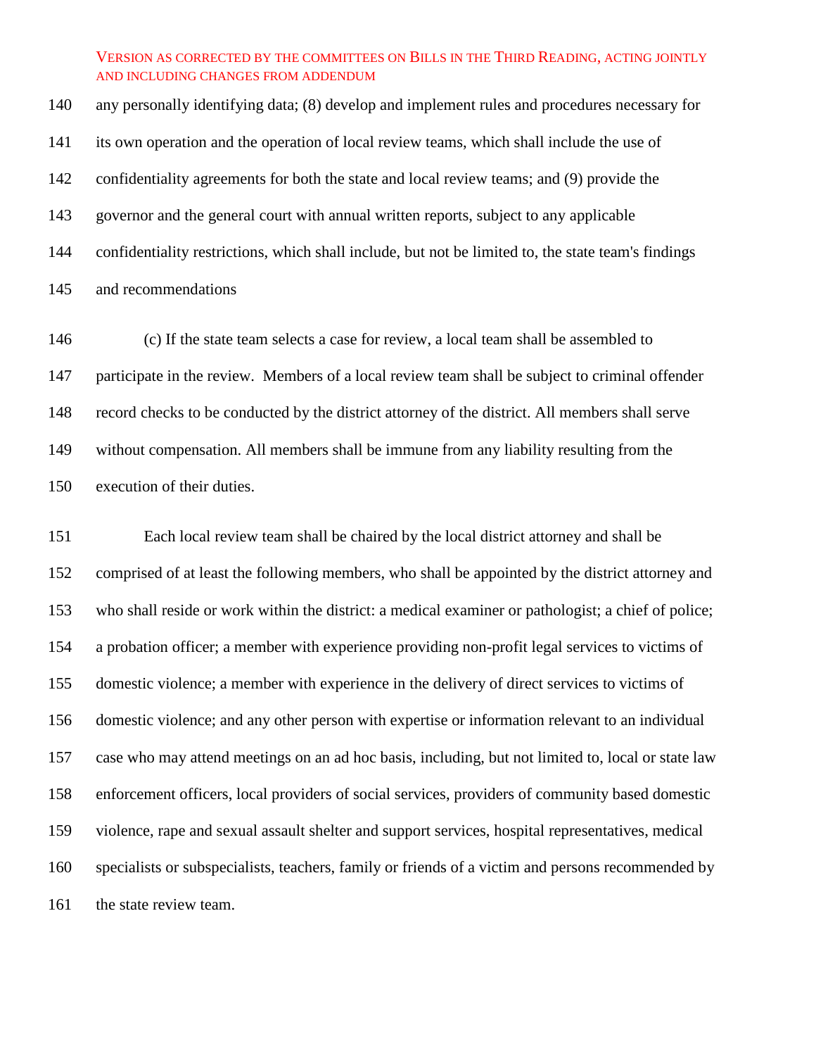any personally identifying data; (8) develop and implement rules and procedures necessary for its own operation and the operation of local review teams, which shall include the use of confidentiality agreements for both the state and local review teams; and (9) provide the governor and the general court with annual written reports, subject to any applicable confidentiality restrictions, which shall include, but not be limited to, the state team's findings and recommendations

(c) If the state team selects a case for review, a local team shall be assembled to participate in the review. Members of a local review team shall be subject to criminal offender record checks to be conducted by the district attorney of the district. All members shall serve without compensation. All members shall be immune from any liability resulting from the execution of their duties.

Each local review team shall be chaired by the local district attorney and shall be comprised of at least the following members, who shall be appointed by the district attorney and who shall reside or work within the district: a medical examiner or pathologist; a chief of police; a probation officer; a member with experience providing non-profit legal services to victims of domestic violence; a member with experience in the delivery of direct services to victims of domestic violence; and any other person with expertise or information relevant to an individual case who may attend meetings on an ad hoc basis, including, but not limited to, local or state law enforcement officers, local providers of social services, providers of community based domestic violence, rape and sexual assault shelter and support services, hospital representatives, medical specialists or subspecialists, teachers, family or friends of a victim and persons recommended by the state review team.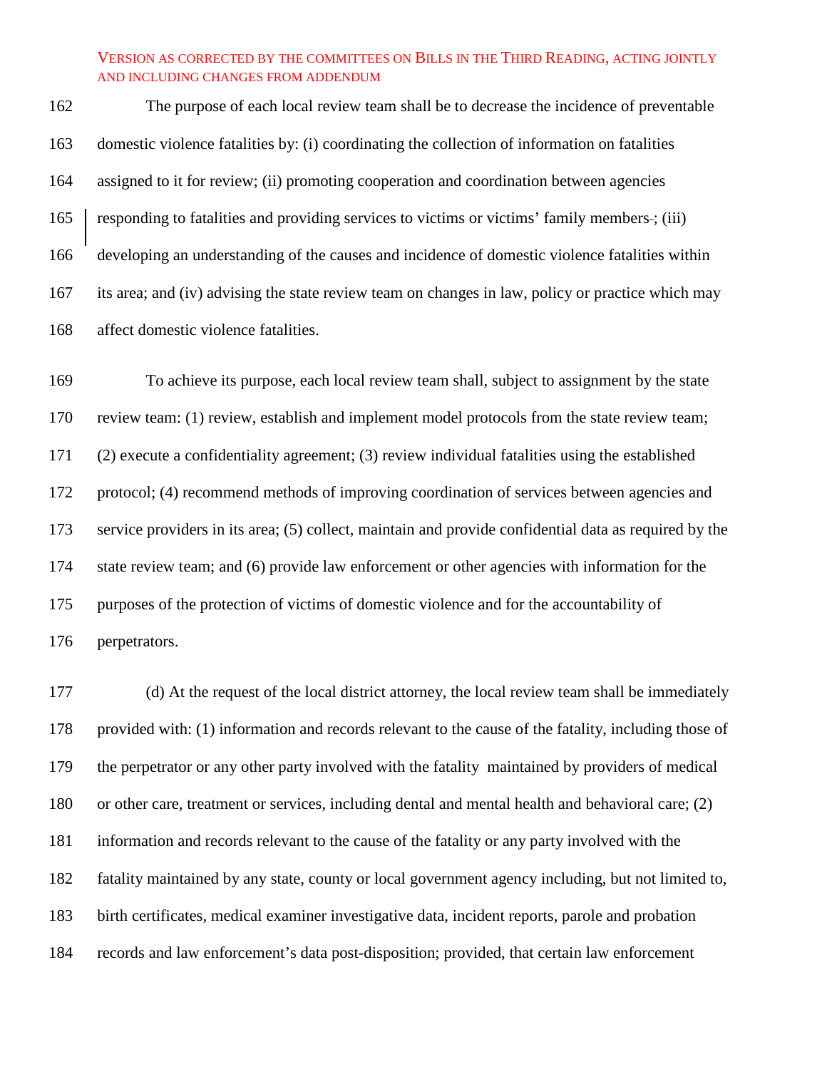The purpose of each local review team shall be to decrease the incidence of preventable domestic violence fatalities by: (i) coordinating the collection of information on fatalities assigned to it for review; (ii) promoting cooperation and coordination between agencies responding to fatalities and providing services to victims or victims' family members; (iii) developing an understanding of the causes and incidence of domestic violence fatalities within its area; and (iv) advising the state review team on changes in law, policy or practice which may affect domestic violence fatalities.

To achieve its purpose, each local review team shall, subject to assignment by the state review team: (1) review, establish and implement model protocols from the state review team; (2) execute a confidentiality agreement; (3) review individual fatalities using the established protocol; (4) recommend methods of improving coordination of services between agencies and service providers in its area; (5) collect, maintain and provide confidential data as required by the state review team; and (6) provide law enforcement or other agencies with information for the purposes of the protection of victims of domestic violence and for the accountability of perpetrators.

(d) At the request of the local district attorney, the local review team shall be immediately provided with: (1) information and records relevant to the cause of the fatality, including those of the perpetrator or any other party involved with the fatality maintained by providers of medical or other care, treatment or services, including dental and mental health and behavioral care; (2) information and records relevant to the cause of the fatality or any party involved with the fatality maintained by any state, county or local government agency including, but not limited to, birth certificates, medical examiner investigative data, incident reports, parole and probation records and law enforcement's data post-disposition; provided, that certain law enforcement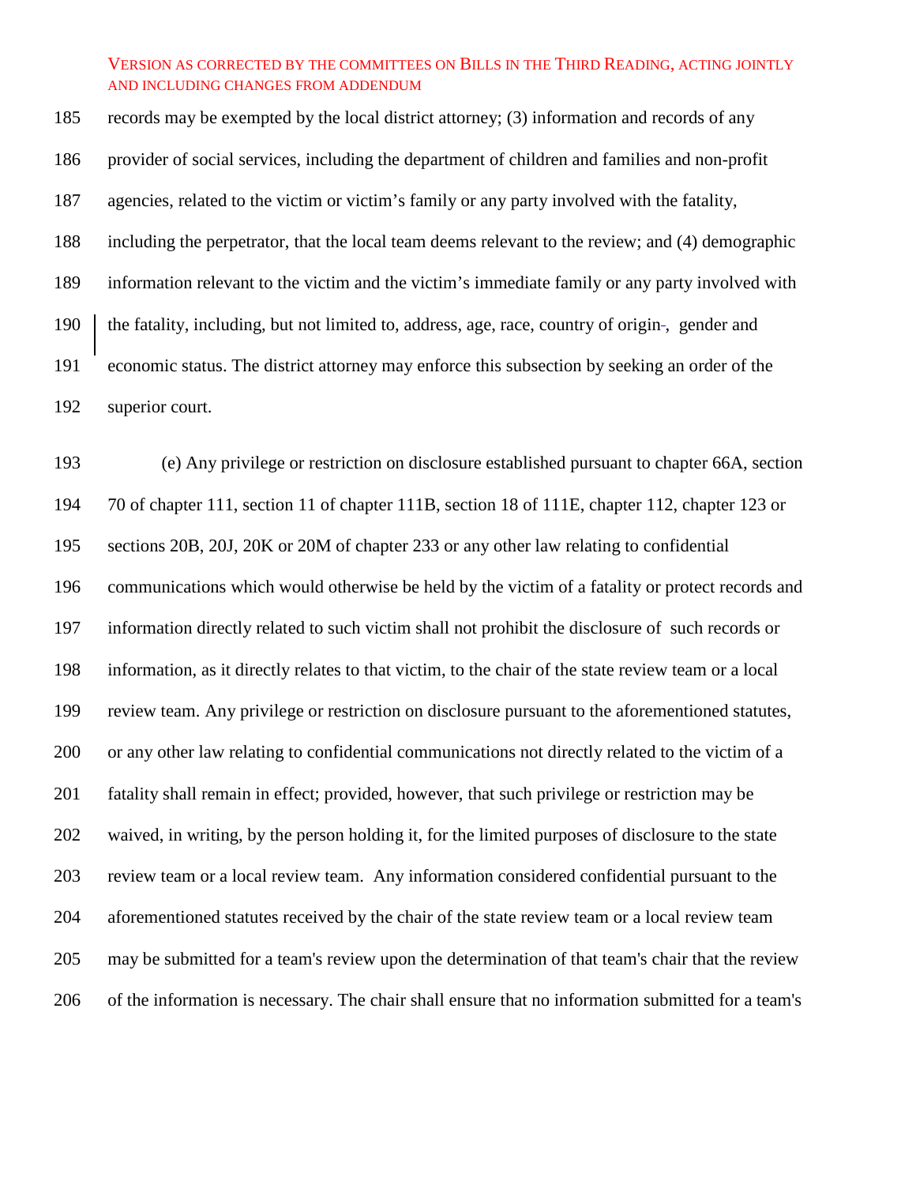VERSION AS CORRECTED BY THE COMMITTEES ON BILLS IN THE THIRD READING, ACTING JOINTLY AND INCLUDING CHANGES FROM ADDENDUM

records may be exempted by the local district attorney; (3) information and records of any provider of social services, including the department of children and families and non-profit agencies, related to the victim or victim's family or any party involved with the fatality, including the perpetrator, that the local team deems relevant to the review; and (4) demographic information relevant to the victim and the victim's immediate family or any party involved with the fatality, including, but not limited to, address, age, race, country of origin, gender and economic status. The district attorney may enforce this subsection by seeking an order of the superior court.

(e) Any privilege or restriction on disclosure established pursuant to chapter 66A, section 70 of chapter 111, section 11 of chapter 111B, section 18 of 111E, chapter 112, chapter 123 or sections 20B, 20J, 20K or 20M of chapter 233 or any other law relating to confidential communications which would otherwise be held by the victim of a fatality or protect records and information directly related to such victim shall not prohibit the disclosure of such records or information, as it directly relates to that victim, to the chair of the state review team or a local review team. Any privilege or restriction on disclosure pursuant to the aforementioned statutes, or any other law relating to confidential communications not directly related to the victim of a fatality shall remain in effect; provided, however, that such privilege or restriction may be waived, in writing, by the person holding it, for the limited purposes of disclosure to the state review team or a local review team. Any information considered confidential pursuant to the aforementioned statutes received by the chair of the state review team or a local review team may be submitted for a team's review upon the determination of that team's chair that the review of the information is necessary. The chair shall ensure that no information submitted for a team's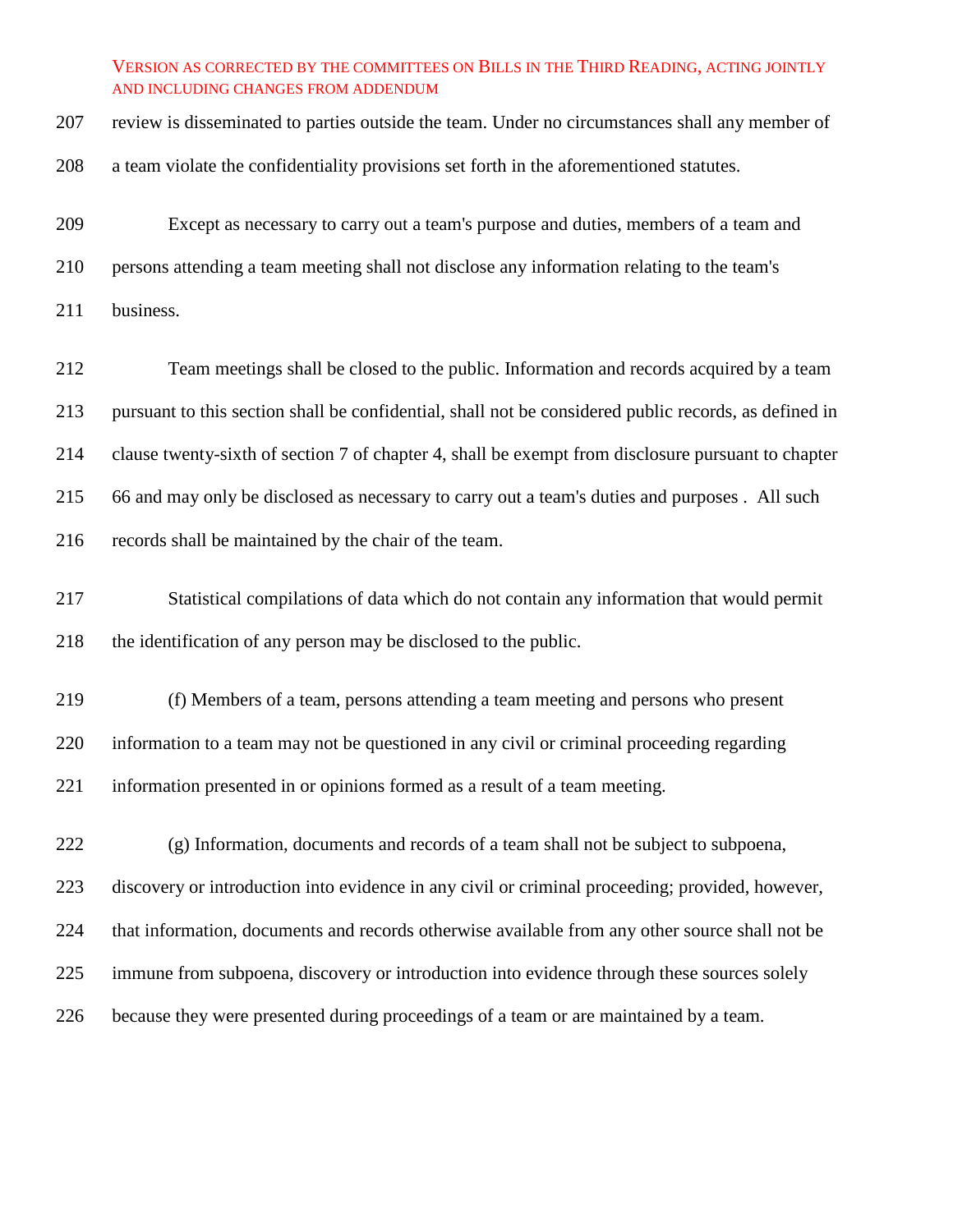review is disseminated to parties outside the team. Under no circumstances shall any member of a team violate the confidentiality provisions set forth in the aforementioned statutes.

Except as necessary to carry out a team's purpose and duties, members of a team and persons attending a team meeting shall not disclose any information relating to the team's business.

Team meetings shall be closed to the public. Information and records acquired by a team pursuant to this section shall be confidential, shall not be considered public records, as defined in clause twenty-sixth of section 7 of chapter 4, shall be exempt from disclosure pursuant to chapter 66 and may only be disclosed as necessary to carry out a team's duties and purposes . All such records shall be maintained by the chair of the team.

Statistical compilations of data which do not contain any information that would permit the identification of any person may be disclosed to the public.

(f) Members of a team, persons attending a team meeting and persons who present information to a team may not be questioned in any civil or criminal proceeding regarding information presented in or opinions formed as a result of a team meeting.

(g) Information, documents and records of a team shall not be subject to subpoena, discovery or introduction into evidence in any civil or criminal proceeding; provided, however, that information, documents and records otherwise available from any other source shall not be immune from subpoena, discovery or introduction into evidence through these sources solely because they were presented during proceedings of a team or are maintained by a team.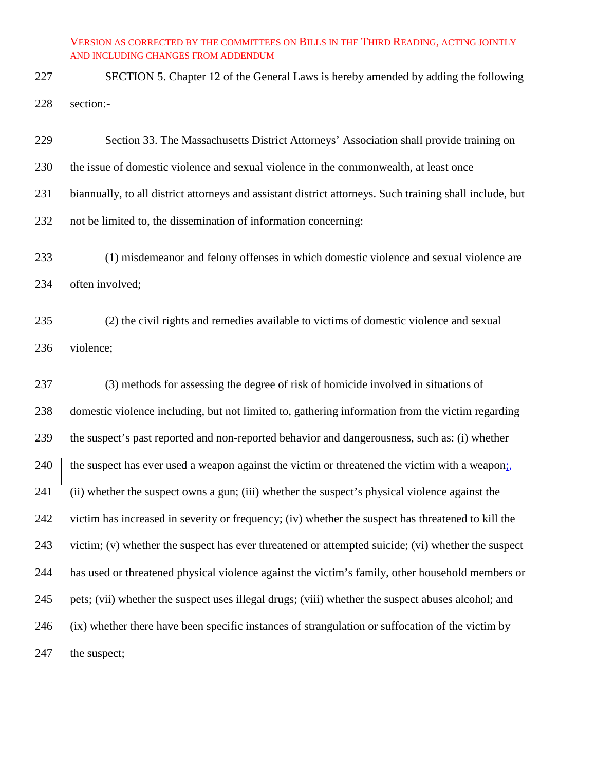SECTION 5. Chapter 12 of the General Laws is hereby amended by adding the following section:-

Section 33. The Massachusetts District Attorneys' Association shall provide training on the issue of domestic violence and sexual violence in the commonwealth, at least once biannually, to all district attorneys and assistant district attorneys. Such training shall include, but not be limited to, the dissemination of information concerning:

(1) misdemeanor and felony offenses in which domestic violence and sexual violence are often involved;

(2) the civil rights and remedies available to victims of domestic violence and sexual violence;

(3) methods for assessing the degree of risk of homicide involved in situations of domestic violence including, but not limited to, gathering information from the victim regarding the suspect's past reported and non-reported behavior and dangerousness, such as: (i) whether the suspect has ever used a weapon against the victim or threatened the victim with a weapon; (ii) whether the suspect owns a gun; (iii) whether the suspect's physical violence against the victim has increased in severity or frequency; (iv) whether the suspect has threatened to kill the victim; (v) whether the suspect has ever threatened or attempted suicide; (vi) whether the suspect has used or threatened physical violence against the victim's family, other household members or pets; (vii) whether the suspect uses illegal drugs; (viii) whether the suspect abuses alcohol; and (ix) whether there have been specific instances of strangulation or suffocation of the victim by the suspect;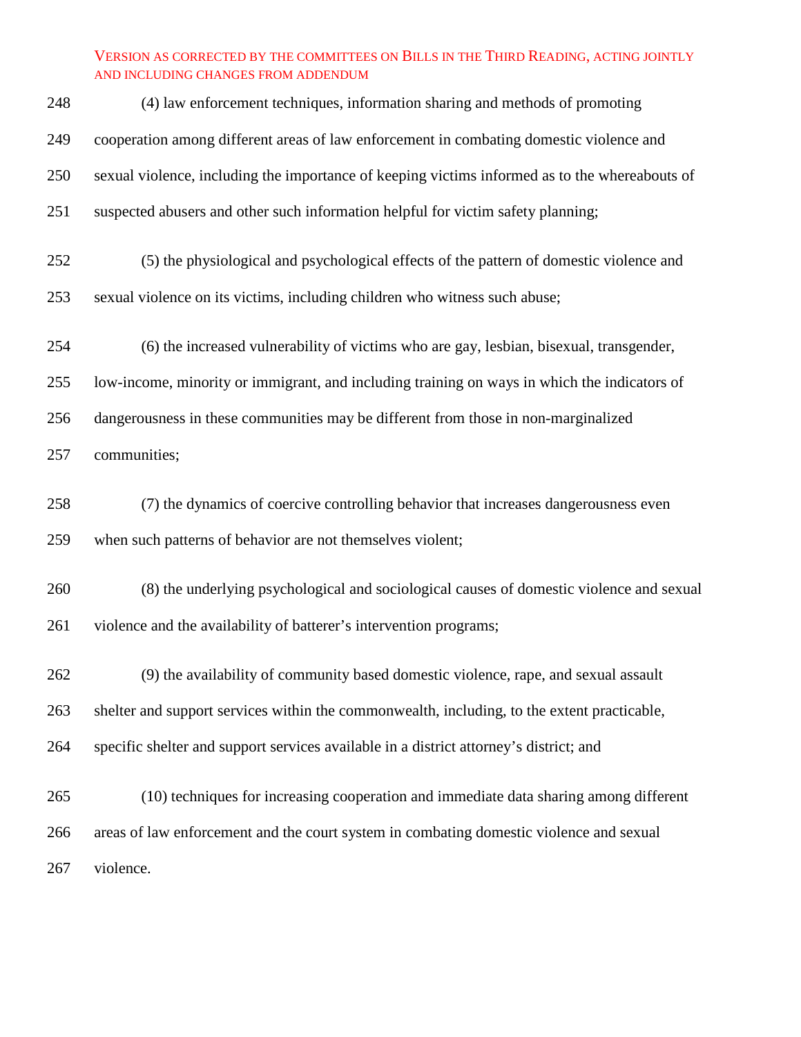(4) law enforcement techniques, information sharing and methods of promoting cooperation among different areas of law enforcement in combating domestic violence and sexual violence, including the importance of keeping victims informed as to the whereabouts of suspected abusers and other such information helpful for victim safety planning;

(5) the physiological and psychological effects of the pattern of domestic violence and sexual violence on its victims, including children who witness such abuse;

(6) the increased vulnerability of victims who are gay, lesbian, bisexual, transgender, low-income, minority or immigrant, and including training on ways in which the indicators of dangerousness in these communities may be different from those in non-marginalized communities;

(7) the dynamics of coercive controlling behavior that increases dangerousness even when such patterns of behavior are not themselves violent;

(8) the underlying psychological and sociological causes of domestic violence and sexual violence and the availability of batterer's intervention programs;

(9) the availability of community based domestic violence, rape, and sexual assault shelter and support services within the commonwealth, including, to the extent practicable, specific shelter and support services available in a district attorney's district; and

(10) techniques for increasing cooperation and immediate data sharing among different areas of law enforcement and the court system in combating domestic violence and sexual violence.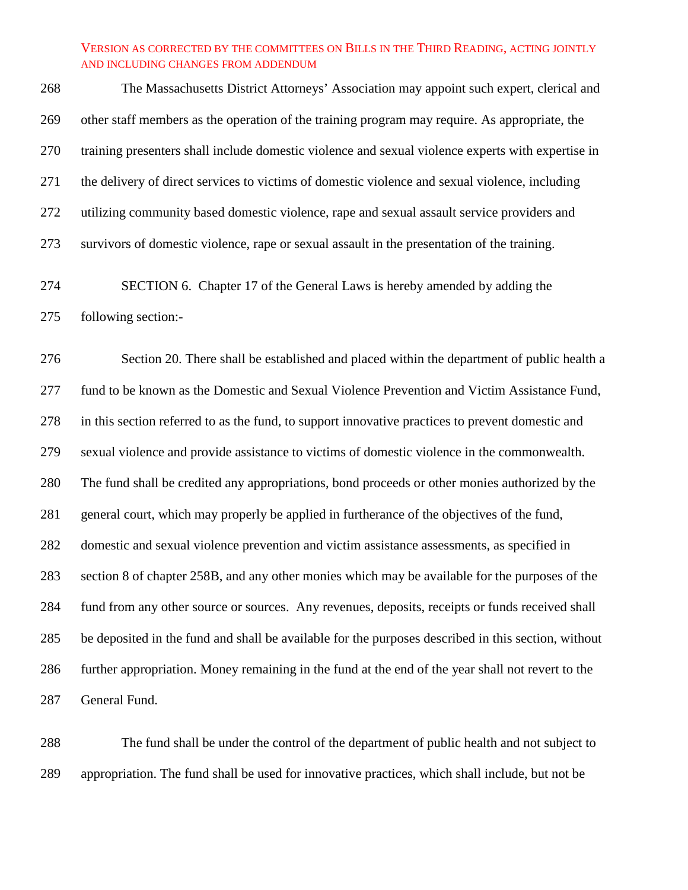The Massachusetts District Attorneys' Association may appoint such expert, clerical and other staff members as the operation of the training program may require. As appropriate, the training presenters shall include domestic violence and sexual violence experts with expertise in the delivery of direct services to victims of domestic violence and sexual violence, including utilizing community based domestic violence, rape and sexual assault service providers and survivors of domestic violence, rape or sexual assault in the presentation of the training.

SECTION 6. Chapter 17 of the General Laws is hereby amended by adding the following section:-

Section 20. There shall be established and placed within the department of public health a fund to be known as the Domestic and Sexual Violence Prevention and Victim Assistance Fund, in this section referred to as the fund, to support innovative practices to prevent domestic and sexual violence and provide assistance to victims of domestic violence in the commonwealth. The fund shall be credited any appropriations, bond proceeds or other monies authorized by the general court, which may properly be applied in furtherance of the objectives of the fund, domestic and sexual violence prevention and victim assistance assessments, as specified in section 8 of chapter 258B, and any other monies which may be available for the purposes of the fund from any other source or sources. Any revenues, deposits, receipts or funds received shall be deposited in the fund and shall be available for the purposes described in this section, without further appropriation. Money remaining in the fund at the end of the year shall not revert to the General Fund.

The fund shall be under the control of the department of public health and not subject to appropriation. The fund shall be used for innovative practices, which shall include, but not be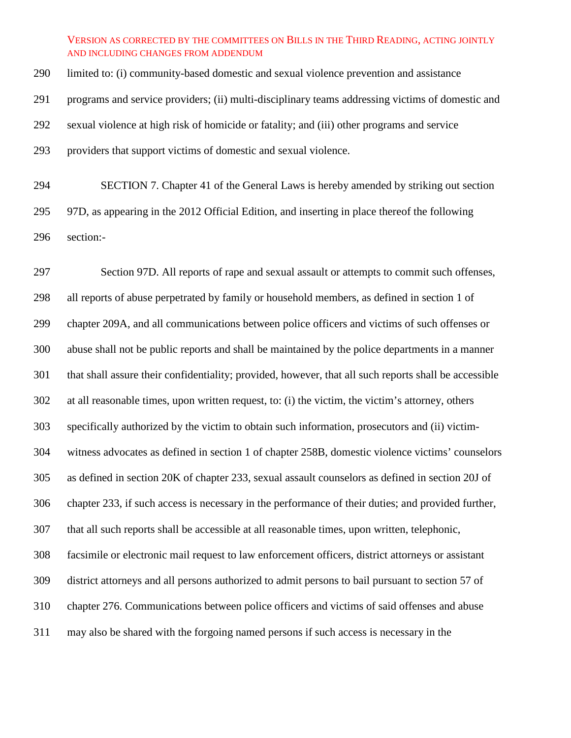limited to: (i) community-based domestic and sexual violence prevention and assistance programs and service providers; (ii) multi-disciplinary teams addressing victims of domestic and sexual violence at high risk of homicide or fatality; and (iii) other programs and service providers that support victims of domestic and sexual violence.

SECTION 7. Chapter 41 of the General Laws is hereby amended by striking out section 97D, as appearing in the 2012 Official Edition, and inserting in place thereof the following section:-

Section 97D. All reports of rape and sexual assault or attempts to commit such offenses, all reports of abuse perpetrated by family or household members, as defined in section 1 of chapter 209A, and all communications between police officers and victims of such offenses or abuse shall not be public reports and shall be maintained by the police departments in a manner that shall assure their confidentiality; provided, however, that all such reports shall be accessible at all reasonable times, upon written request, to: (i) the victim, the victim's attorney, others specifically authorized by the victim to obtain such information, prosecutors and (ii) victim-witness advocates as defined in section 1 of chapter 258B, domestic violence victims' counselors as defined in section 20K of chapter 233, sexual assault counselors as defined in section 20J of chapter 233, if such access is necessary in the performance of their duties; and provided further, that all such reports shall be accessible at all reasonable times, upon written, telephonic, facsimile or electronic mail request to law enforcement officers, district attorneys or assistant district attorneys and all persons authorized to admit persons to bail pursuant to section 57 of chapter 276. Communications between police officers and victims of said offenses and abuse may also be shared with the forgoing named persons if such access is necessary in the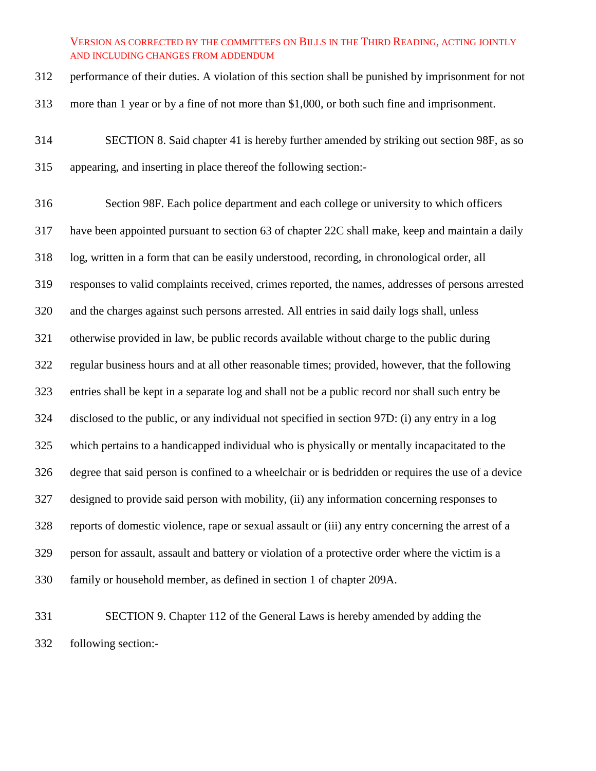performance of their duties. A violation of this section shall be punished by imprisonment for not more than 1 year or by a fine of not more than $1,000, or both such fine and imprisonment.

SECTION 8. Said chapter 41 is hereby further amended by striking out section 98F, as so appearing, and inserting in place thereof the following section:-

Section 98F. Each police department and each college or university to which officers have been appointed pursuant to section 63 of chapter 22C shall make, keep and maintain a daily log, written in a form that can be easily understood, recording, in chronological order, all responses to valid complaints received, crimes reported, the names, addresses of persons arrested and the charges against such persons arrested. All entries in said daily logs shall, unless otherwise provided in law, be public records available without charge to the public during regular business hours and at all other reasonable times; provided, however, that the following entries shall be kept in a separate log and shall not be a public record nor shall such entry be disclosed to the public, or any individual not specified in section 97D: (i) any entry in a log which pertains to a handicapped individual who is physically or mentally incapacitated to the degree that said person is confined to a wheelchair or is bedridden or requires the use of a device designed to provide said person with mobility, (ii) any information concerning responses to reports of domestic violence, rape or sexual assault or (iii) any entry concerning the arrest of a person for assault, assault and battery or violation of a protective order where the victim is a family or household member, as defined in section 1 of chapter 209A.

SECTION 9. Chapter 112 of the General Laws is hereby amended by adding the following section:-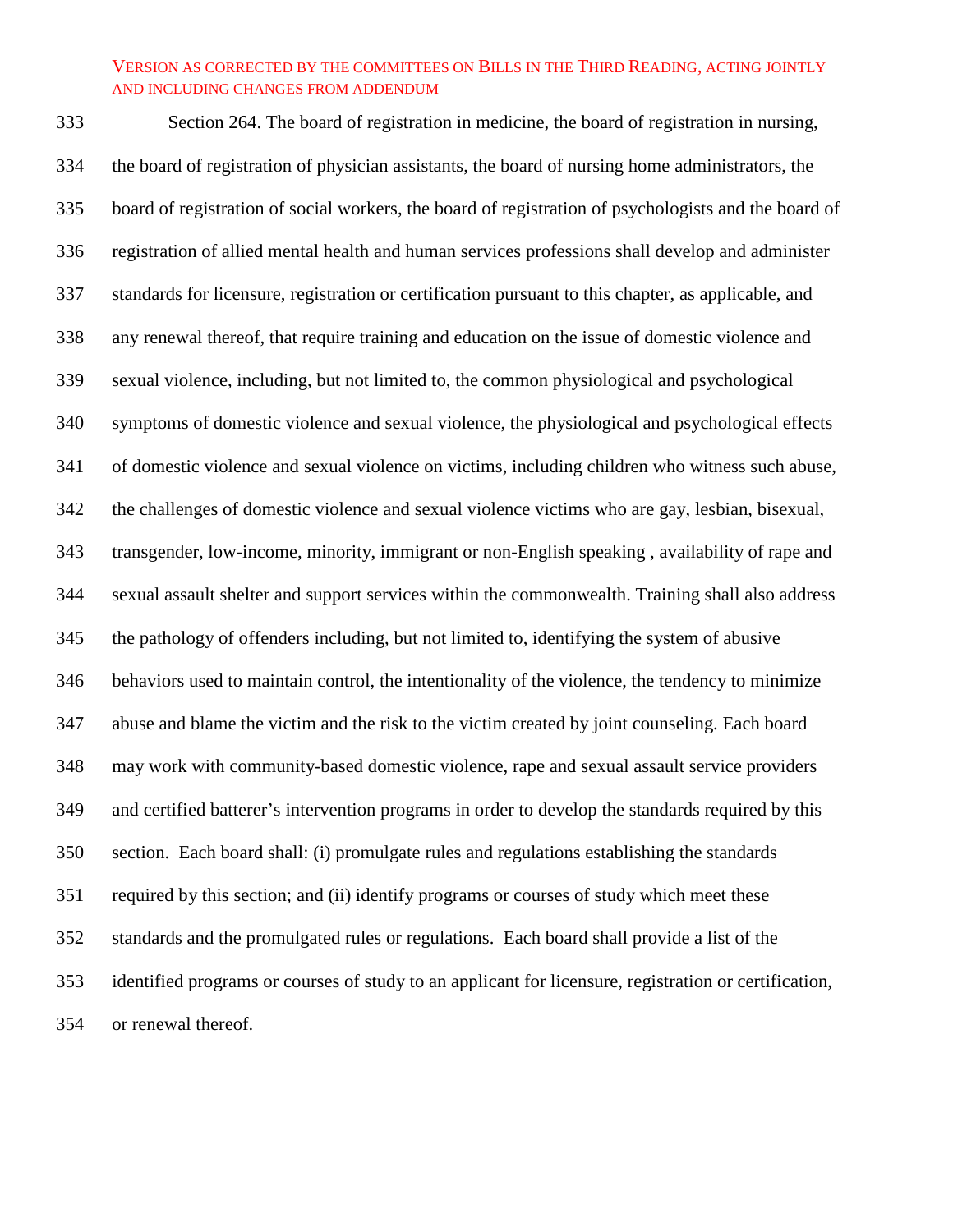Section 264. The board of registration in medicine, the board of registration in nursing, the board of registration of physician assistants, the board of nursing home administrators, the board of registration of social workers, the board of registration of psychologists and the board of registration of allied mental health and human services professions shall develop and administer standards for licensure, registration or certification pursuant to this chapter, as applicable, and any renewal thereof, that require training and education on the issue of domestic violence and sexual violence, including, but not limited to, the common physiological and psychological symptoms of domestic violence and sexual violence, the physiological and psychological effects of domestic violence and sexual violence on victims, including children who witness such abuse, the challenges of domestic violence and sexual violence victims who are gay, lesbian, bisexual, transgender, low-income, minority, immigrant or non-English speaking , availability of rape and sexual assault shelter and support services within the commonwealth. Training shall also address the pathology of offenders including, but not limited to, identifying the system of abusive behaviors used to maintain control, the intentionality of the violence, the tendency to minimize abuse and blame the victim and the risk to the victim created by joint counseling. Each board may work with community-based domestic violence, rape and sexual assault service providers and certified batterer's intervention programs in order to develop the standards required by this section. Each board shall: (i) promulgate rules and regulations establishing the standards required by this section; and (ii) identify programs or courses of study which meet these standards and the promulgated rules or regulations. Each board shall provide a list of the identified programs or courses of study to an applicant for licensure, registration or certification, or renewal thereof.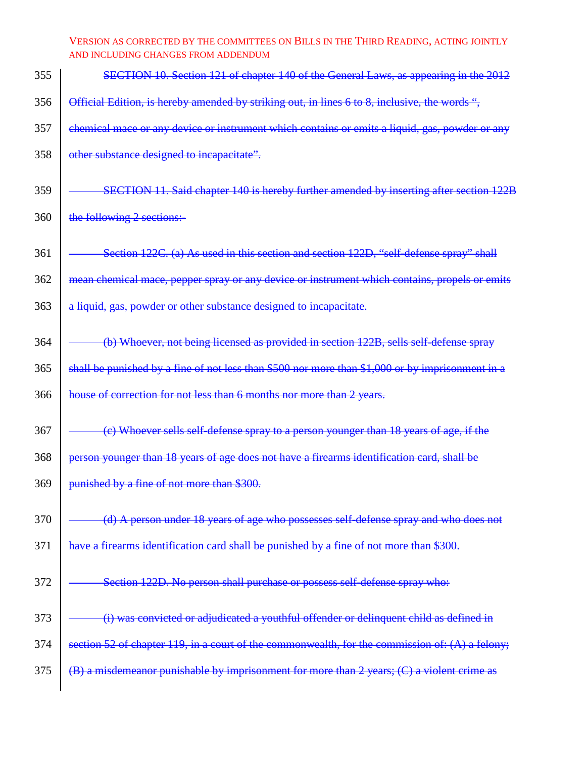VERSION AS CORRECTED BY THE COMMITTEES ON BILLS IN THE THIRD READING, ACTING JOINTLY AND INCLUDING CHANGES FROM ADDENDUM

~~SECTION 10. Section 121 of chapter 140 of the General Laws, as appearing in the 2012 Official Edition, is hereby amended by striking out, in lines 6 to 8, inclusive, the words ", chemical mace or any device or instrument which contains or emits a liquid, gas, powder or any other substance designed to incapacitate".~~

~~SECTION 11. Said chapter 140 is hereby further amended by inserting after section 122B the following 2 sections:~~

~~Section 122C. (a) As used in this section and section 122D, "self-defense spray" shall mean chemical mace, pepper spray or any device or instrument which contains, propels or emits a liquid, gas, powder or other substance designed to incapacitate.~~

~~(b) Whoever, not being licensed as provided in section 122B, sells self-defense spray shall be punished by a fine of not less than $500 nor more than $1,000 or by imprisonment in a house of correction for not less than 6 months nor more than 2 years.~~

~~(c) Whoever sells self-defense spray to a person younger than 18 years of age, if the person younger than 18 years of age does not have a firearms identification card, shall be punished by a fine of not more than $300.~~

~~(d) A person under 18 years of age who possesses self-defense spray and who does not have a firearms identification card shall be punished by a fine of not more than $300.~~

~~Section 122D. No person shall purchase or possess self-defense spray who:~~

~~(i) was convicted or adjudicated a youthful offender or delinquent child as defined in section 52 of chapter 119, in a court of the commonwealth, for the commission of: (A) a felony; (B) a misdemeanor punishable by imprisonment for more than 2 years; (C) a violent crime as~~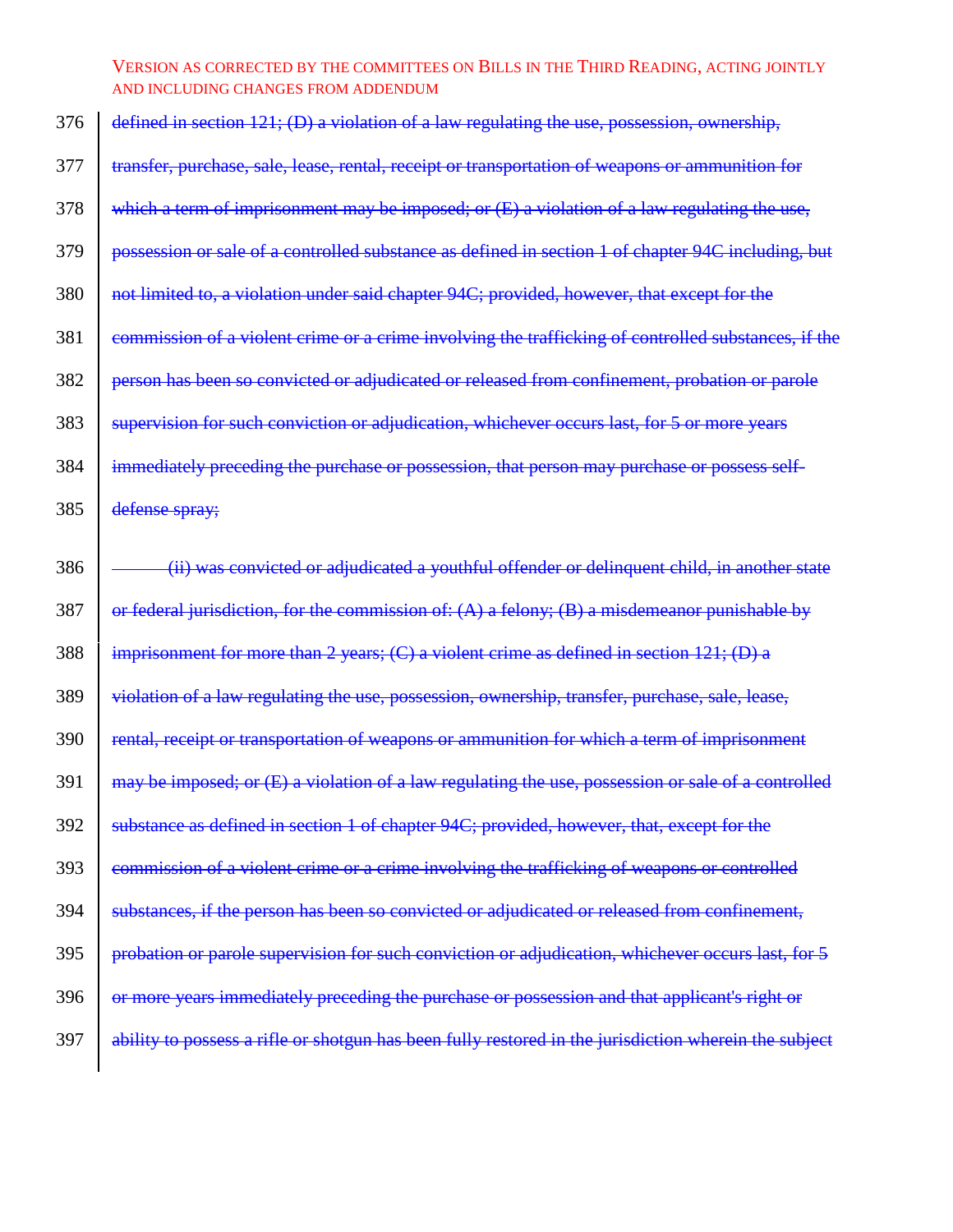~~defined in section 121; (D) a violation of a law regulating the use, possession, ownership, transfer, purchase, sale, lease, rental, receipt or transportation of weapons or ammunition for which a term of imprisonment may be imposed; or (E) a violation of a law regulating the use, possession or sale of a controlled substance as defined in section 1 of chapter 94C including, but not limited to, a violation under said chapter 94C; provided, however, that except for the commission of a violent crime or a crime involving the trafficking of controlled substances, if the person has been so convicted or adjudicated or released from confinement, probation or parole supervision for such conviction or adjudication, whichever occurs last, for 5 or more years immediately preceding the purchase or possession, that person may purchase or possess self-defense spray;~~

~~(ii) was convicted or adjudicated a youthful offender or delinquent child, in another state or federal jurisdiction, for the commission of: (A) a felony; (B) a misdemeanor punishable by imprisonment for more than 2 years; (C) a violent crime as defined in section 121; (D) a violation of a law regulating the use, possession, ownership, transfer, purchase, sale, lease, rental, receipt or transportation of weapons or ammunition for which a term of imprisonment may be imposed; or (E) a violation of a law regulating the use, possession or sale of a controlled substance as defined in section 1 of chapter 94C; provided, however, that, except for the commission of a violent crime or a crime involving the trafficking of weapons or controlled substances, if the person has been so convicted or adjudicated or released from confinement, probation or parole supervision for such conviction or adjudication, whichever occurs last, for 5 or more years immediately preceding the purchase or possession and that applicant's right or ability to possess a rifle or shotgun has been fully restored in the jurisdiction wherein the subject~~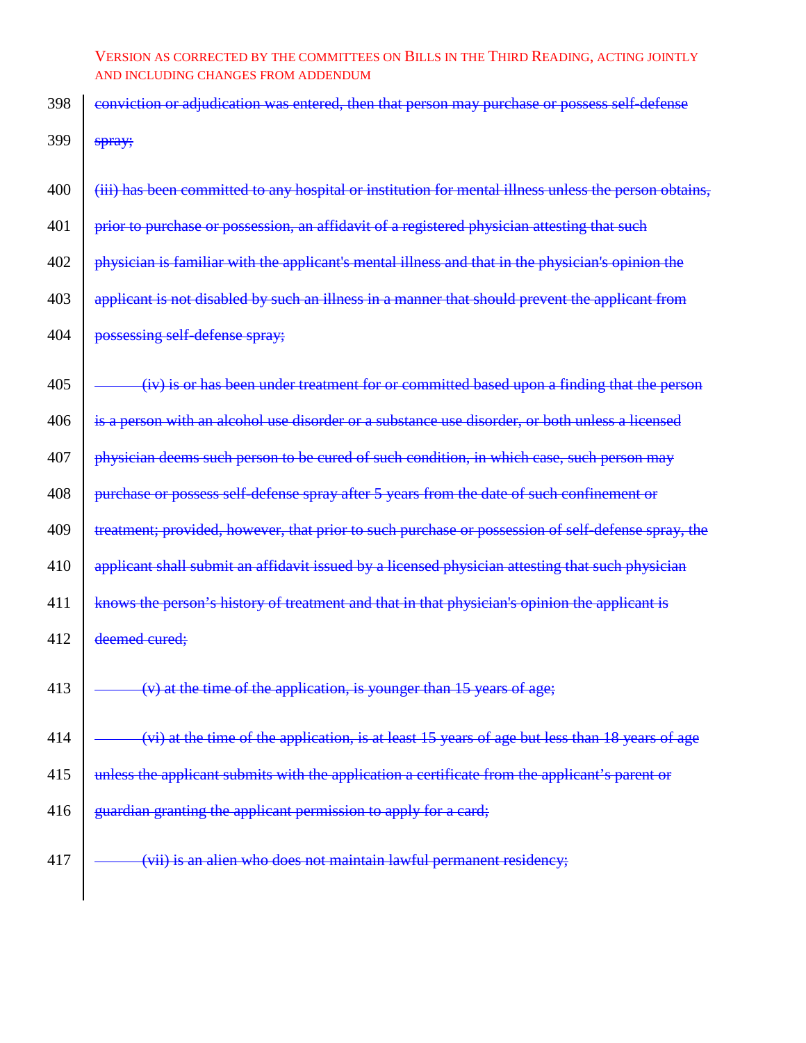VERSION AS CORRECTED BY THE COMMITTEES ON BILLS IN THE THIRD READING, ACTING JOINTLY AND INCLUDING CHANGES FROM ADDENDUM

398 ~~conviction or adjudication was entered, then that person may purchase or possess self-defense~~

399 ~~spray;~~

400 ~~(iii) has been committed to any hospital or institution for mental illness unless the person obtains,~~

401 ~~prior to purchase or possession, an affidavit of a registered physician attesting that such~~

402 ~~physician is familiar with the applicant's mental illness and that in the physician's opinion the~~

403 ~~applicant is not disabled by such an illness in a manner that should prevent the applicant from~~

404 ~~possessing self-defense spray;~~

405 ~~(iv) is or has been under treatment for or committed based upon a finding that the person~~

406 ~~is a person with an alcohol use disorder or a substance use disorder, or both unless a licensed~~

407 ~~physician deems such person to be cured of such condition, in which case, such person may~~

408 ~~purchase or possess self-defense spray after 5 years from the date of such confinement or~~

409 ~~treatment; provided, however, that prior to such purchase or possession of self-defense spray, the~~

410 ~~applicant shall submit an affidavit issued by a licensed physician attesting that such physician~~

411 ~~knows the person's history of treatment and that in that physician's opinion the applicant is~~

412 ~~deemed cured;~~

413 ~~(v) at the time of the application, is younger than 15 years of age;~~

414 ~~(vi) at the time of the application, is at least 15 years of age but less than 18 years of age~~

415 ~~unless the applicant submits with the application a certificate from the applicant's parent or~~

416 ~~guardian granting the applicant permission to apply for a card;~~

417 ~~(vii) is an alien who does not maintain lawful permanent residency;~~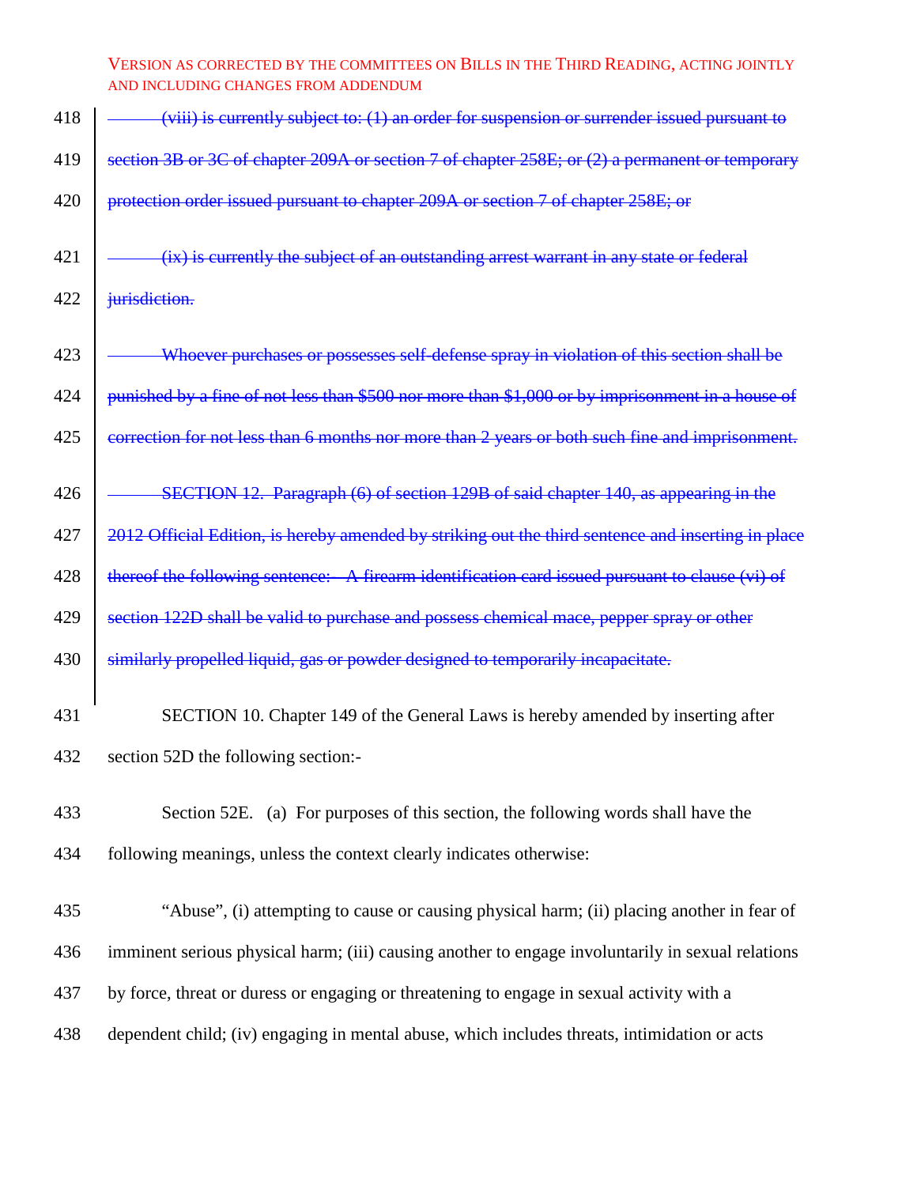~~(viii) is currently subject to: (1) an order for suspension or surrender issued pursuant to section 3B or 3C of chapter 209A or section 7 of chapter 258E; or (2) a permanent or temporary protection order issued pursuant to chapter 209A or section 7 of chapter 258E; or~~

~~(ix) is currently the subject of an outstanding arrest warrant in any state or federal jurisdiction.~~

~~Whoever purchases or possesses self-defense spray in violation of this section shall be punished by a fine of not less than $500 nor more than $1,000 or by imprisonment in a house of correction for not less than 6 months nor more than 2 years or both such fine and imprisonment.~~

~~SECTION 12. Paragraph (6) of section 129B of said chapter 140, as appearing in the 2012 Official Edition, is hereby amended by striking out the third sentence and inserting in place thereof the following sentence:– A firearm identification card issued pursuant to clause (vi) of section 122D shall be valid to purchase and possess chemical mace, pepper spray or other similarly propelled liquid, gas or powder designed to temporarily incapacitate.~~

SECTION 10. Chapter 149 of the General Laws is hereby amended by inserting after section 52D the following section:-

Section 52E. (a) For purposes of this section, the following words shall have the following meanings, unless the context clearly indicates otherwise:

"Abuse", (i) attempting to cause or causing physical harm; (ii) placing another in fear of imminent serious physical harm; (iii) causing another to engage involuntarily in sexual relations by force, threat or duress or engaging or threatening to engage in sexual activity with a dependent child; (iv) engaging in mental abuse, which includes threats, intimidation or acts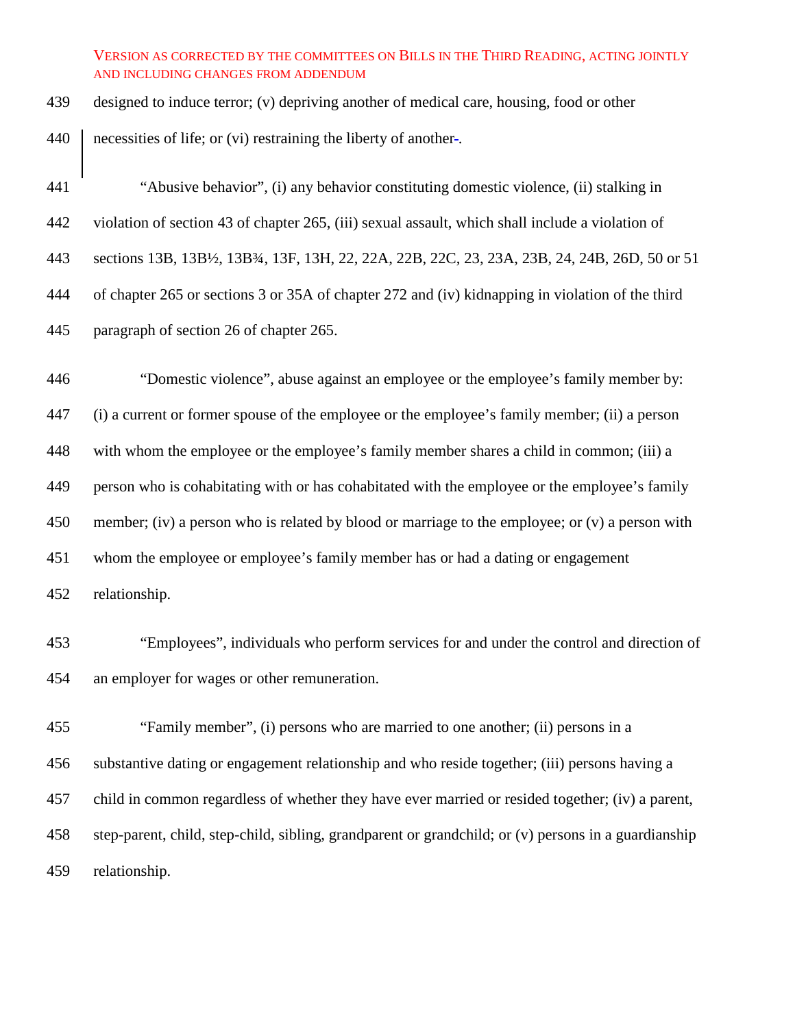designed to induce terror; (v) depriving another of medical care, housing, food or other necessities of life; or (vi) restraining the liberty of another.

"Abusive behavior", (i) any behavior constituting domestic violence, (ii) stalking in violation of section 43 of chapter 265, (iii) sexual assault, which shall include a violation of sections 13B, 13B½, 13B¾, 13F, 13H, 22, 22A, 22B, 22C, 23, 23A, 23B, 24, 24B, 26D, 50 or 51 of chapter 265 or sections 3 or 35A of chapter 272 and (iv) kidnapping in violation of the third paragraph of section 26 of chapter 265.

"Domestic violence", abuse against an employee or the employee's family member by: (i) a current or former spouse of the employee or the employee's family member; (ii) a person with whom the employee or the employee's family member shares a child in common; (iii) a person who is cohabitating with or has cohabitated with the employee or the employee's family member; (iv) a person who is related by blood or marriage to the employee; or (v) a person with whom the employee or employee's family member has or had a dating or engagement relationship.

"Employees", individuals who perform services for and under the control and direction of an employer for wages or other remuneration.

"Family member", (i) persons who are married to one another; (ii) persons in a substantive dating or engagement relationship and who reside together; (iii) persons having a child in common regardless of whether they have ever married or resided together; (iv) a parent, step-parent, child, step-child, sibling, grandparent or grandchild; or (v) persons in a guardianship relationship.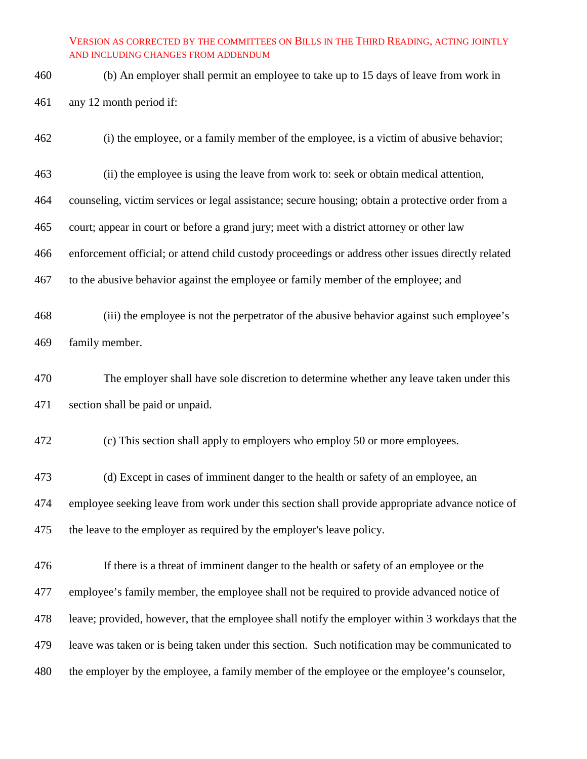(b) An employer shall permit an employee to take up to 15 days of leave from work in any 12 month period if:

(i) the employee, or a family member of the employee, is a victim of abusive behavior;

(ii) the employee is using the leave from work to: seek or obtain medical attention, counseling, victim services or legal assistance; secure housing; obtain a protective order from a court; appear in court or before a grand jury; meet with a district attorney or other law enforcement official; or attend child custody proceedings or address other issues directly related to the abusive behavior against the employee or family member of the employee; and

(iii) the employee is not the perpetrator of the abusive behavior against such employee's family member.

The employer shall have sole discretion to determine whether any leave taken under this section shall be paid or unpaid.

(c) This section shall apply to employers who employ 50 or more employees.

(d) Except in cases of imminent danger to the health or safety of an employee, an employee seeking leave from work under this section shall provide appropriate advance notice of the leave to the employer as required by the employer's leave policy.

If there is a threat of imminent danger to the health or safety of an employee or the employee's family member, the employee shall not be required to provide advanced notice of leave; provided, however, that the employee shall notify the employer within 3 workdays that the leave was taken or is being taken under this section. Such notification may be communicated to the employer by the employee, a family member of the employee or the employee's counselor,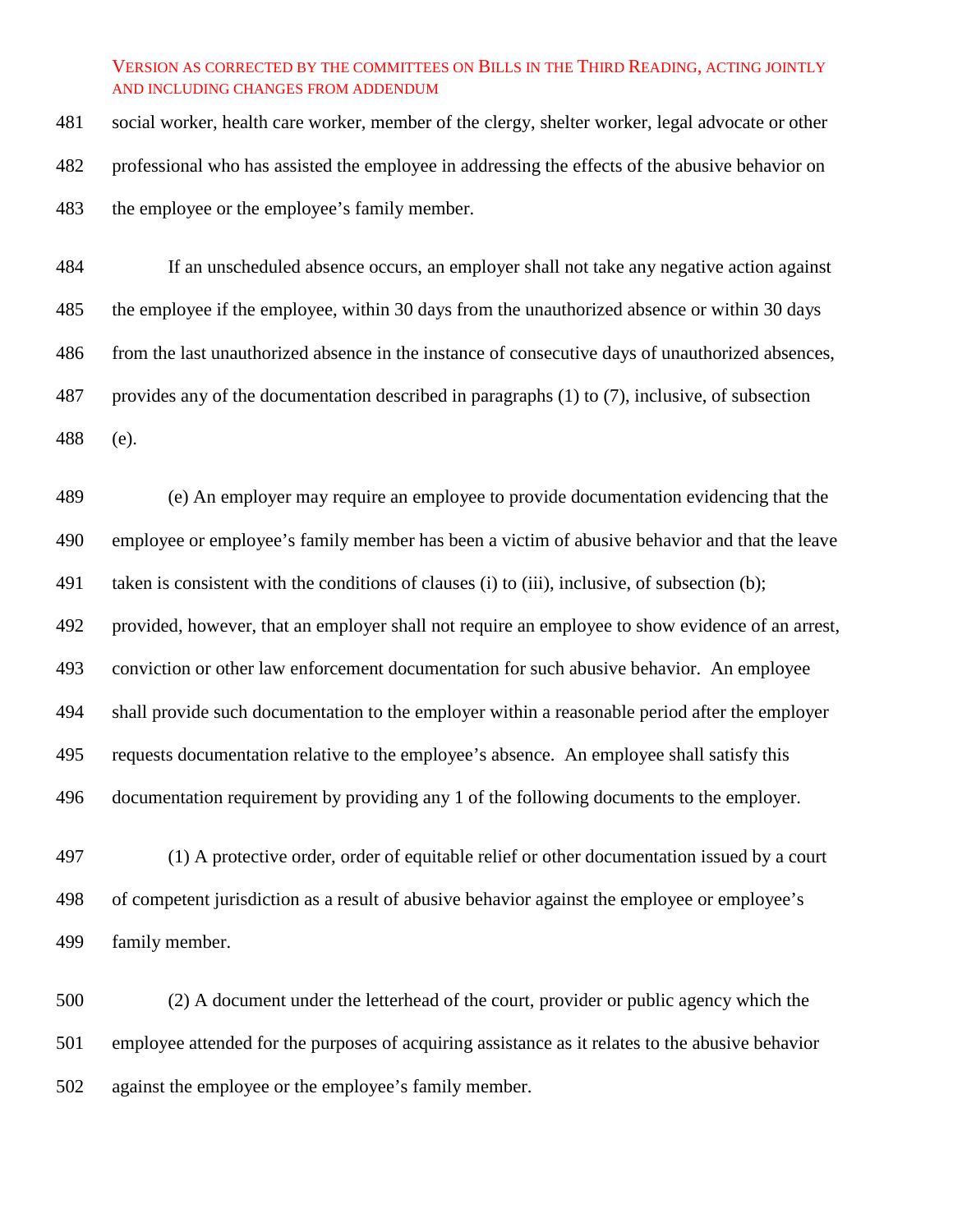social worker, health care worker, member of the clergy, shelter worker, legal advocate or other professional who has assisted the employee in addressing the effects of the abusive behavior on the employee or the employee's family member.

If an unscheduled absence occurs, an employer shall not take any negative action against the employee if the employee, within 30 days from the unauthorized absence or within 30 days from the last unauthorized absence in the instance of consecutive days of unauthorized absences, provides any of the documentation described in paragraphs (1) to (7), inclusive, of subsection (e).

(e) An employer may require an employee to provide documentation evidencing that the employee or employee's family member has been a victim of abusive behavior and that the leave taken is consistent with the conditions of clauses (i) to (iii), inclusive, of subsection (b); provided, however, that an employer shall not require an employee to show evidence of an arrest, conviction or other law enforcement documentation for such abusive behavior. An employee shall provide such documentation to the employer within a reasonable period after the employer requests documentation relative to the employee's absence. An employee shall satisfy this documentation requirement by providing any 1 of the following documents to the employer.

(1) A protective order, order of equitable relief or other documentation issued by a court of competent jurisdiction as a result of abusive behavior against the employee or employee's family member.

(2) A document under the letterhead of the court, provider or public agency which the employee attended for the purposes of acquiring assistance as it relates to the abusive behavior against the employee or the employee's family member.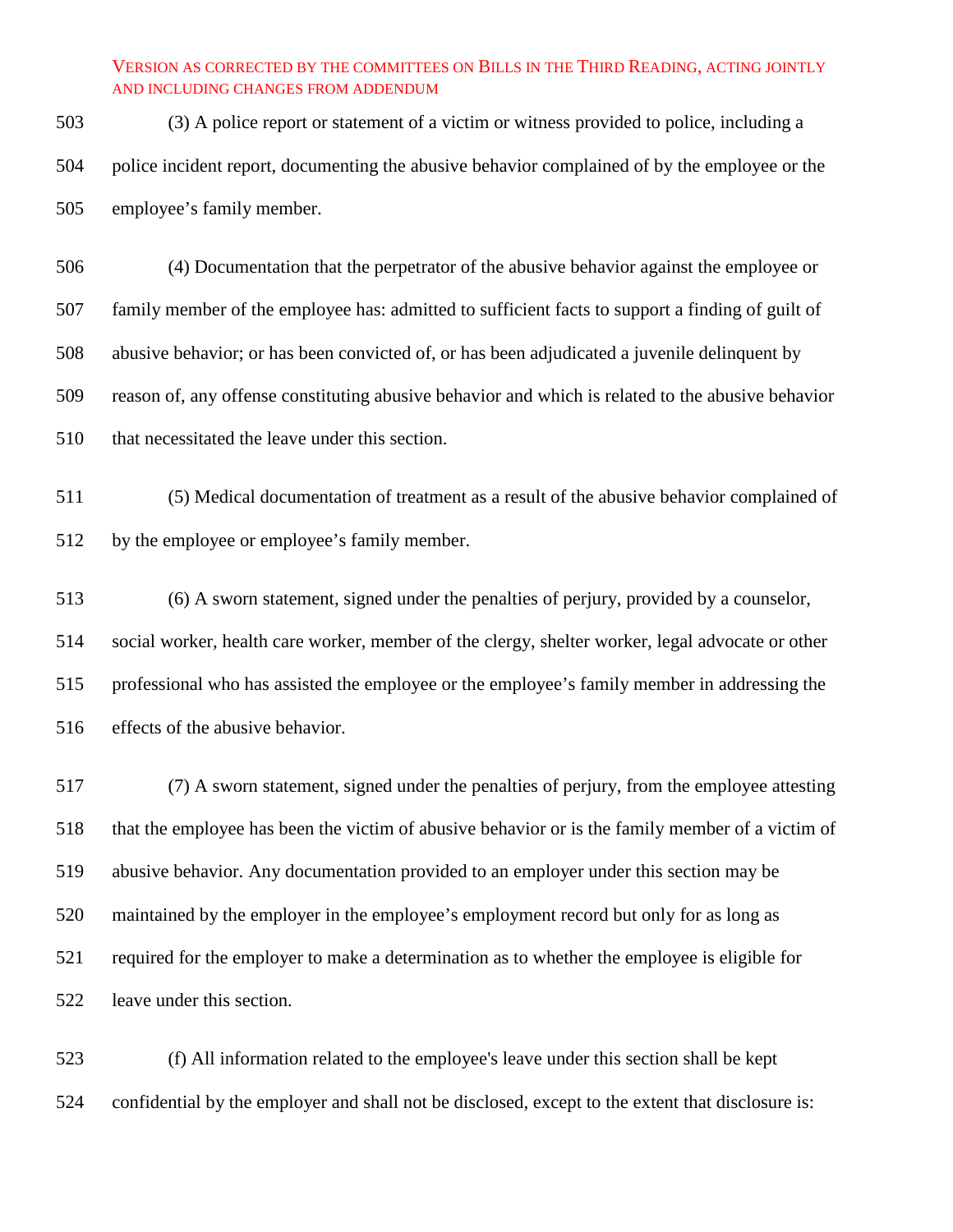VERSION AS CORRECTED BY THE COMMITTEES ON BILLS IN THE THIRD READING, ACTING JOINTLY AND INCLUDING CHANGES FROM ADDENDUM

(3) A police report or statement of a victim or witness provided to police, including a police incident report, documenting the abusive behavior complained of by the employee or the employee's family member.

(4) Documentation that the perpetrator of the abusive behavior against the employee or family member of the employee has: admitted to sufficient facts to support a finding of guilt of abusive behavior; or has been convicted of, or has been adjudicated a juvenile delinquent by reason of, any offense constituting abusive behavior and which is related to the abusive behavior that necessitated the leave under this section.

(5) Medical documentation of treatment as a result of the abusive behavior complained of by the employee or employee's family member.

(6) A sworn statement, signed under the penalties of perjury, provided by a counselor, social worker, health care worker, member of the clergy, shelter worker, legal advocate or other professional who has assisted the employee or the employee's family member in addressing the effects of the abusive behavior.

(7) A sworn statement, signed under the penalties of perjury, from the employee attesting that the employee has been the victim of abusive behavior or is the family member of a victim of abusive behavior. Any documentation provided to an employer under this section may be maintained by the employer in the employee's employment record but only for as long as required for the employer to make a determination as to whether the employee is eligible for leave under this section.

(f) All information related to the employee's leave under this section shall be kept confidential by the employer and shall not be disclosed, except to the extent that disclosure is: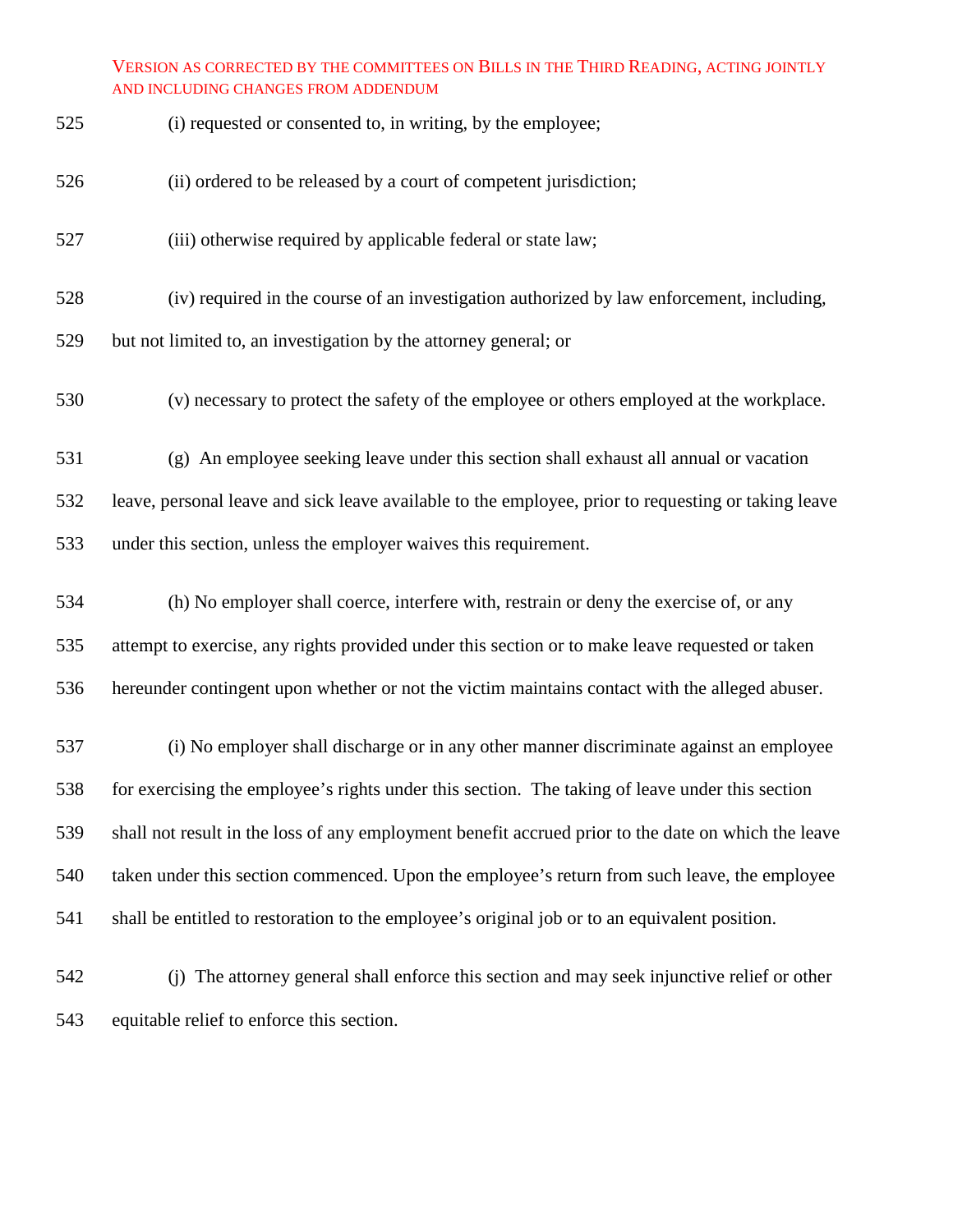(i) requested or consented to, in writing, by the employee;

(ii) ordered to be released by a court of competent jurisdiction;

(iii) otherwise required by applicable federal or state law;

(iv) required in the course of an investigation authorized by law enforcement, including, but not limited to, an investigation by the attorney general; or

(v) necessary to protect the safety of the employee or others employed at the workplace.

(g) An employee seeking leave under this section shall exhaust all annual or vacation leave, personal leave and sick leave available to the employee, prior to requesting or taking leave under this section, unless the employer waives this requirement.

(h) No employer shall coerce, interfere with, restrain or deny the exercise of, or any attempt to exercise, any rights provided under this section or to make leave requested or taken hereunder contingent upon whether or not the victim maintains contact with the alleged abuser.

(i) No employer shall discharge or in any other manner discriminate against an employee for exercising the employee's rights under this section. The taking of leave under this section shall not result in the loss of any employment benefit accrued prior to the date on which the leave taken under this section commenced. Upon the employee's return from such leave, the employee shall be entitled to restoration to the employee's original job or to an equivalent position.

(j) The attorney general shall enforce this section and may seek injunctive relief or other equitable relief to enforce this section.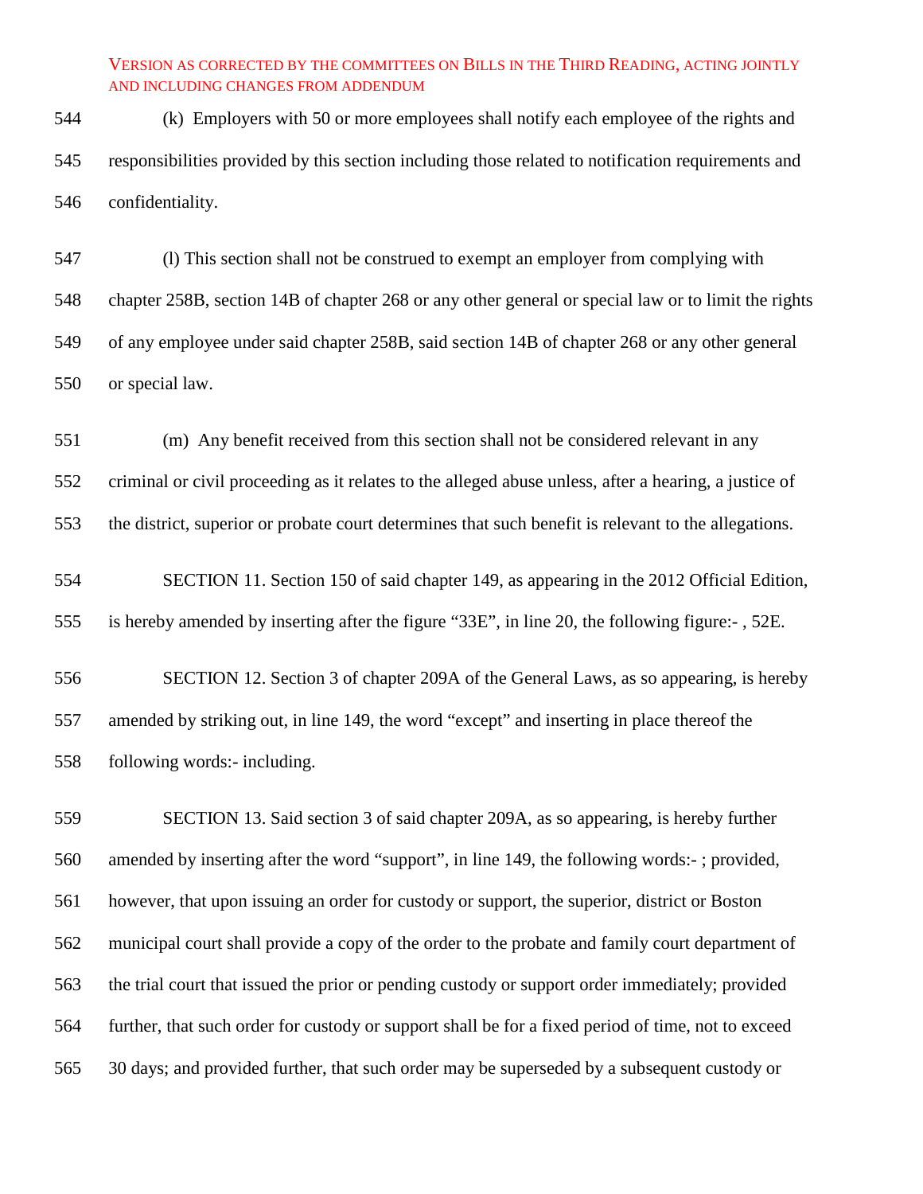(k) Employers with 50 or more employees shall notify each employee of the rights and responsibilities provided by this section including those related to notification requirements and confidentiality.

(l) This section shall not be construed to exempt an employer from complying with chapter 258B, section 14B of chapter 268 or any other general or special law or to limit the rights of any employee under said chapter 258B, said section 14B of chapter 268 or any other general or special law.

(m) Any benefit received from this section shall not be considered relevant in any criminal or civil proceeding as it relates to the alleged abuse unless, after a hearing, a justice of the district, superior or probate court determines that such benefit is relevant to the allegations.

SECTION 11. Section 150 of said chapter 149, as appearing in the 2012 Official Edition, is hereby amended by inserting after the figure "33E", in line 20, the following figure:- , 52E.

SECTION 12. Section 3 of chapter 209A of the General Laws, as so appearing, is hereby amended by striking out, in line 149, the word "except" and inserting in place thereof the following words:- including.

SECTION 13. Said section 3 of said chapter 209A, as so appearing, is hereby further amended by inserting after the word "support", in line 149, the following words:- ; provided, however, that upon issuing an order for custody or support, the superior, district or Boston municipal court shall provide a copy of the order to the probate and family court department of the trial court that issued the prior or pending custody or support order immediately; provided further, that such order for custody or support shall be for a fixed period of time, not to exceed 30 days; and provided further, that such order may be superseded by a subsequent custody or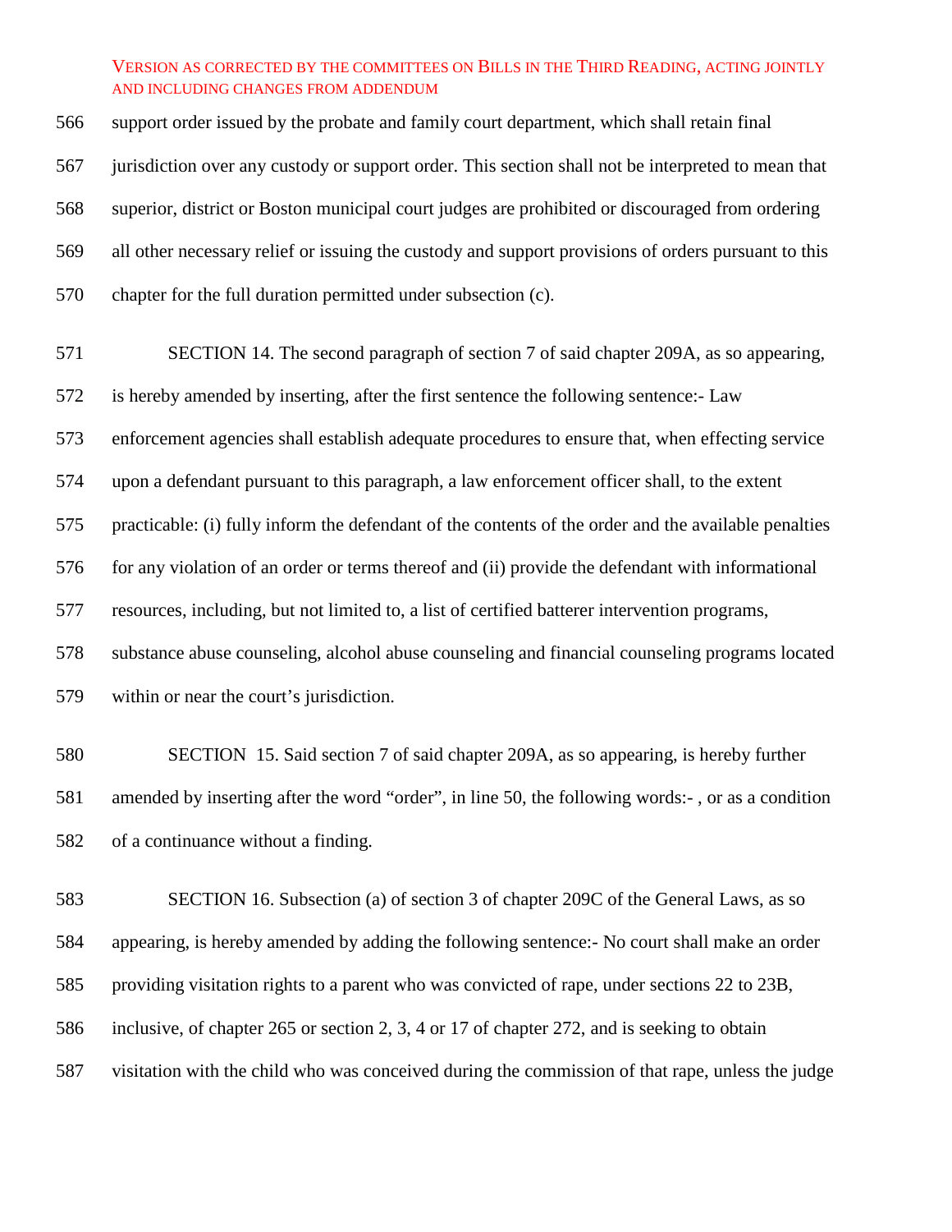support order issued by the probate and family court department, which shall retain final jurisdiction over any custody or support order. This section shall not be interpreted to mean that superior, district or Boston municipal court judges are prohibited or discouraged from ordering all other necessary relief or issuing the custody and support provisions of orders pursuant to this chapter for the full duration permitted under subsection (c).

SECTION 14. The second paragraph of section 7 of said chapter 209A, as so appearing, is hereby amended by inserting, after the first sentence the following sentence:- Law enforcement agencies shall establish adequate procedures to ensure that, when effecting service upon a defendant pursuant to this paragraph, a law enforcement officer shall, to the extent practicable: (i) fully inform the defendant of the contents of the order and the available penalties for any violation of an order or terms thereof and (ii) provide the defendant with informational resources, including, but not limited to, a list of certified batterer intervention programs, substance abuse counseling, alcohol abuse counseling and financial counseling programs located within or near the court's jurisdiction.

SECTION 15. Said section 7 of said chapter 209A, as so appearing, is hereby further amended by inserting after the word "order", in line 50, the following words:- , or as a condition of a continuance without a finding.

SECTION 16. Subsection (a) of section 3 of chapter 209C of the General Laws, as so appearing, is hereby amended by adding the following sentence:- No court shall make an order providing visitation rights to a parent who was convicted of rape, under sections 22 to 23B, inclusive, of chapter 265 or section 2, 3, 4 or 17 of chapter 272, and is seeking to obtain visitation with the child who was conceived during the commission of that rape, unless the judge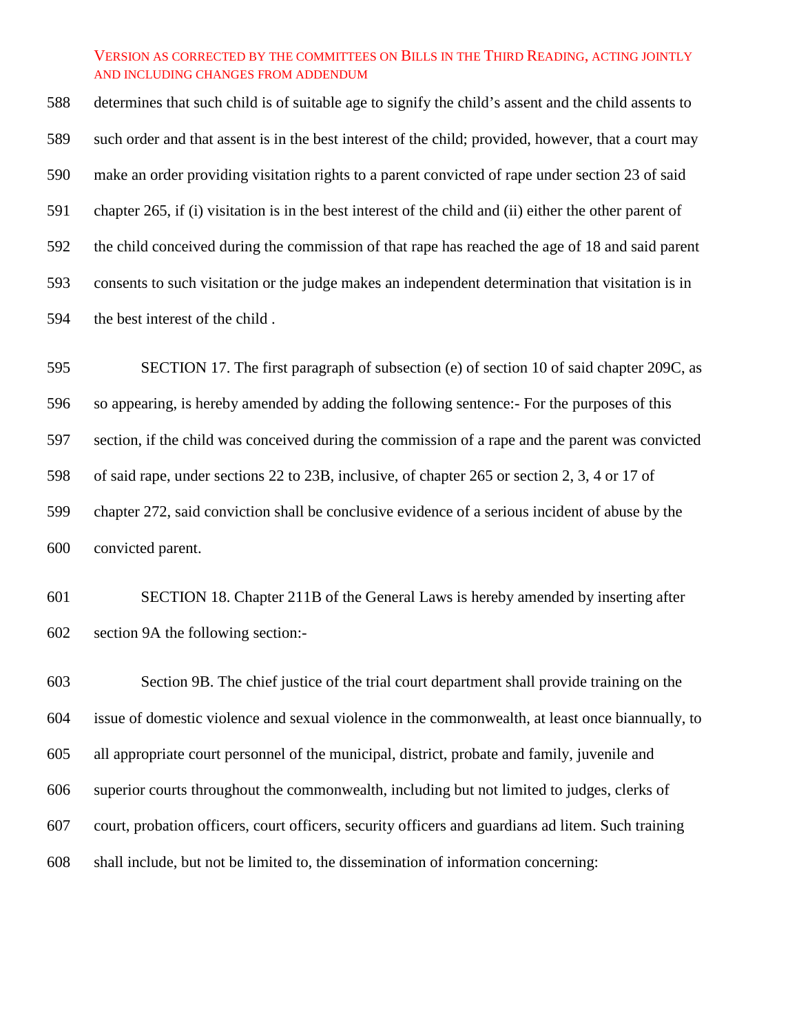determines that such child is of suitable age to signify the child's assent and the child assents to such order and that assent is in the best interest of the child; provided, however, that a court may make an order providing visitation rights to a parent convicted of rape under section 23 of said chapter 265, if (i) visitation is in the best interest of the child and (ii) either the other parent of the child conceived during the commission of that rape has reached the age of 18 and said parent consents to such visitation or the judge makes an independent determination that visitation is in the best interest of the child .

SECTION 17. The first paragraph of subsection (e) of section 10 of said chapter 209C, as so appearing, is hereby amended by adding the following sentence:- For the purposes of this section, if the child was conceived during the commission of a rape and the parent was convicted of said rape, under sections 22 to 23B, inclusive, of chapter 265 or section 2, 3, 4 or 17 of chapter 272, said conviction shall be conclusive evidence of a serious incident of abuse by the convicted parent.

SECTION 18. Chapter 211B of the General Laws is hereby amended by inserting after section 9A the following section:-

Section 9B. The chief justice of the trial court department shall provide training on the issue of domestic violence and sexual violence in the commonwealth, at least once biannually, to all appropriate court personnel of the municipal, district, probate and family, juvenile and superior courts throughout the commonwealth, including but not limited to judges, clerks of court, probation officers, court officers, security officers and guardians ad litem. Such training shall include, but not be limited to, the dissemination of information concerning: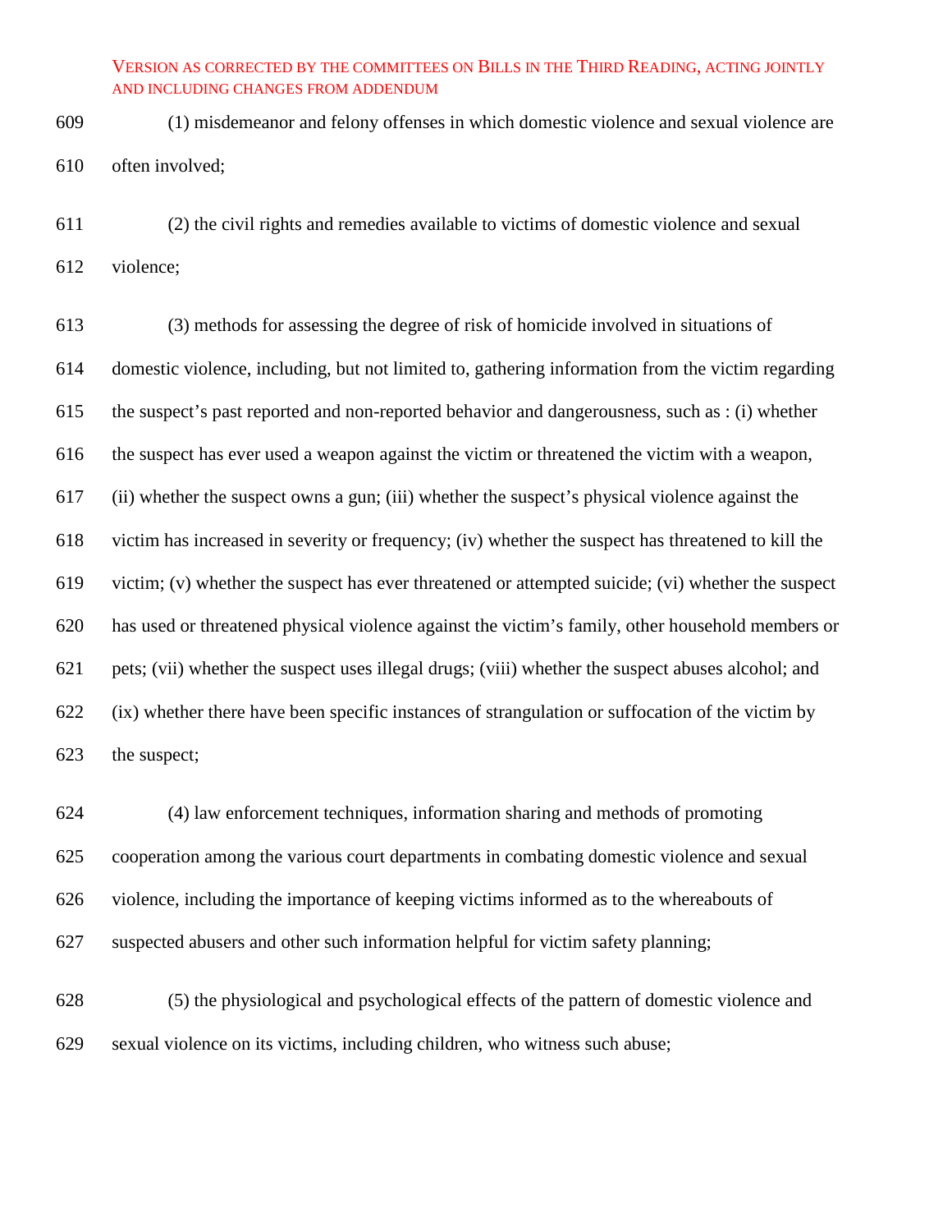(1) misdemeanor and felony offenses in which domestic violence and sexual violence are often involved;

(2) the civil rights and remedies available to victims of domestic violence and sexual violence;

(3) methods for assessing the degree of risk of homicide involved in situations of domestic violence, including, but not limited to, gathering information from the victim regarding the suspect's past reported and non-reported behavior and dangerousness, such as : (i) whether the suspect has ever used a weapon against the victim or threatened the victim with a weapon, (ii) whether the suspect owns a gun; (iii) whether the suspect's physical violence against the victim has increased in severity or frequency; (iv) whether the suspect has threatened to kill the victim; (v) whether the suspect has ever threatened or attempted suicide; (vi) whether the suspect has used or threatened physical violence against the victim's family, other household members or pets; (vii) whether the suspect uses illegal drugs; (viii) whether the suspect abuses alcohol; and (ix) whether there have been specific instances of strangulation or suffocation of the victim by the suspect;

(4) law enforcement techniques, information sharing and methods of promoting cooperation among the various court departments in combating domestic violence and sexual violence, including the importance of keeping victims informed as to the whereabouts of suspected abusers and other such information helpful for victim safety planning;

(5) the physiological and psychological effects of the pattern of domestic violence and sexual violence on its victims, including children, who witness such abuse;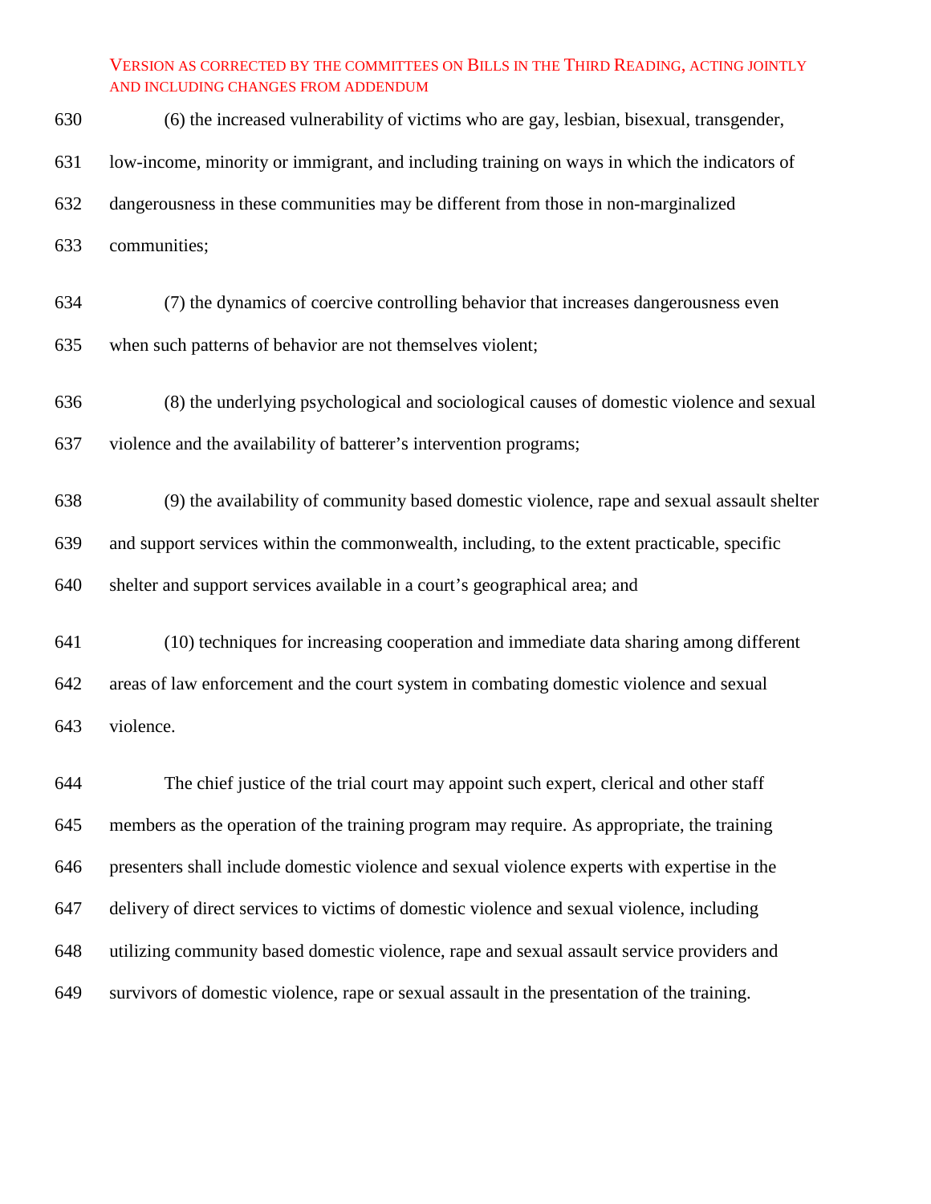(6) the increased vulnerability of victims who are gay, lesbian, bisexual, transgender, low-income, minority or immigrant, and including training on ways in which the indicators of dangerousness in these communities may be different from those in non-marginalized communities;

(7) the dynamics of coercive controlling behavior that increases dangerousness even when such patterns of behavior are not themselves violent;

(8) the underlying psychological and sociological causes of domestic violence and sexual violence and the availability of batterer's intervention programs;

(9) the availability of community based domestic violence, rape and sexual assault shelter and support services within the commonwealth, including, to the extent practicable, specific shelter and support services available in a court's geographical area; and

(10) techniques for increasing cooperation and immediate data sharing among different areas of law enforcement and the court system in combating domestic violence and sexual violence.

The chief justice of the trial court may appoint such expert, clerical and other staff members as the operation of the training program may require. As appropriate, the training presenters shall include domestic violence and sexual violence experts with expertise in the delivery of direct services to victims of domestic violence and sexual violence, including utilizing community based domestic violence, rape and sexual assault service providers and survivors of domestic violence, rape or sexual assault in the presentation of the training.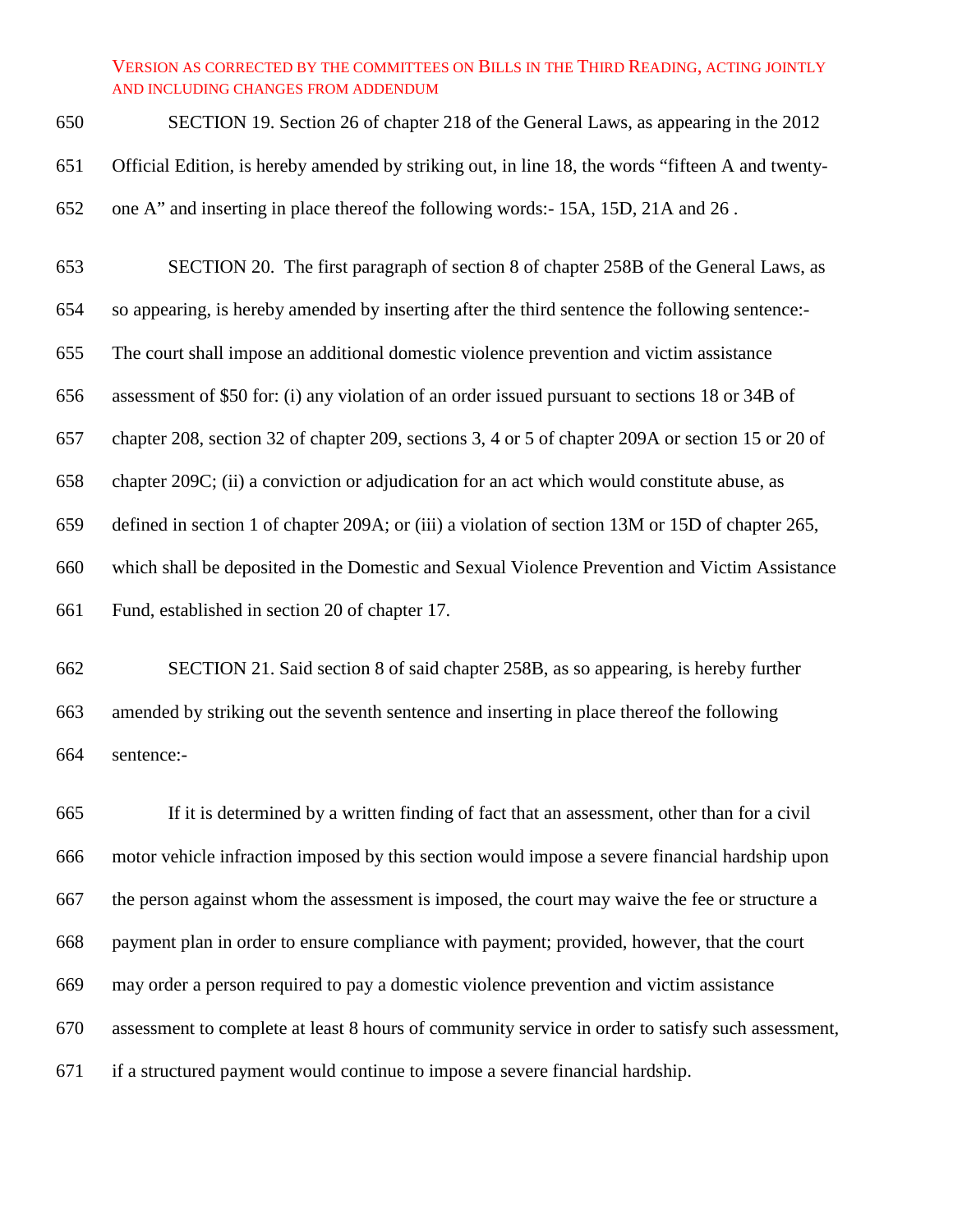SECTION 19. Section 26 of chapter 218 of the General Laws, as appearing in the 2012 Official Edition, is hereby amended by striking out, in line 18, the words "fifteen A and twenty-one A" and inserting in place thereof the following words:- 15A, 15D, 21A and 26 .

SECTION 20. The first paragraph of section 8 of chapter 258B of the General Laws, as so appearing, is hereby amended by inserting after the third sentence the following sentence:- The court shall impose an additional domestic violence prevention and victim assistance assessment of $50 for: (i) any violation of an order issued pursuant to sections 18 or 34B of chapter 208, section 32 of chapter 209, sections 3, 4 or 5 of chapter 209A or section 15 or 20 of chapter 209C; (ii) a conviction or adjudication for an act which would constitute abuse, as defined in section 1 of chapter 209A; or (iii) a violation of section 13M or 15D of chapter 265, which shall be deposited in the Domestic and Sexual Violence Prevention and Victim Assistance Fund, established in section 20 of chapter 17.

SECTION 21. Said section 8 of said chapter 258B, as so appearing, is hereby further amended by striking out the seventh sentence and inserting in place thereof the following sentence:-

If it is determined by a written finding of fact that an assessment, other than for a civil motor vehicle infraction imposed by this section would impose a severe financial hardship upon the person against whom the assessment is imposed, the court may waive the fee or structure a payment plan in order to ensure compliance with payment; provided, however, that the court may order a person required to pay a domestic violence prevention and victim assistance assessment to complete at least 8 hours of community service in order to satisfy such assessment, if a structured payment would continue to impose a severe financial hardship.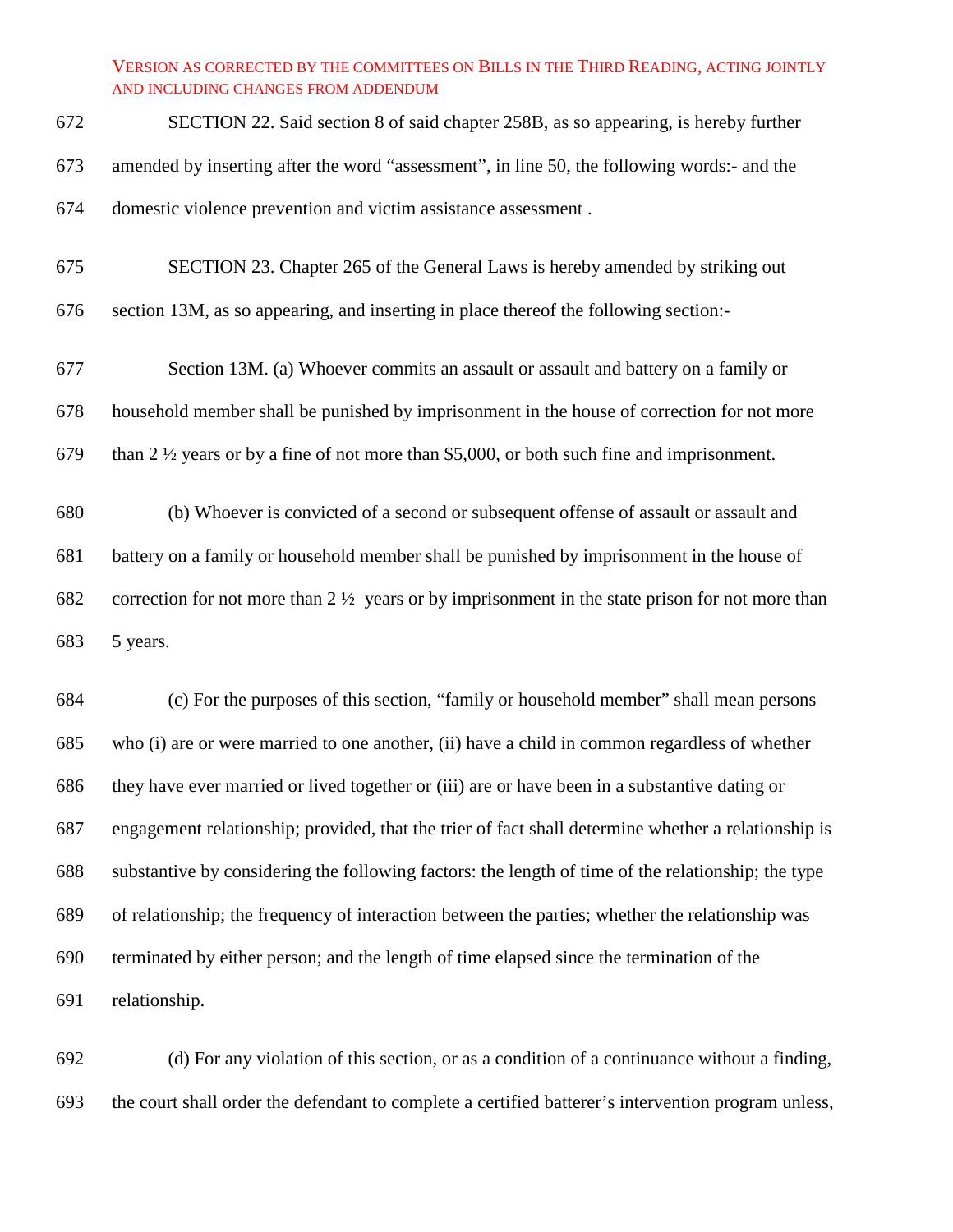SECTION 22. Said section 8 of said chapter 258B, as so appearing, is hereby further amended by inserting after the word "assessment", in line 50, the following words:- and the domestic violence prevention and victim assistance assessment .

SECTION 23. Chapter 265 of the General Laws is hereby amended by striking out section 13M, as so appearing, and inserting in place thereof the following section:-

Section 13M. (a) Whoever commits an assault or assault and battery on a family or household member shall be punished by imprisonment in the house of correction for not more than 2 ½ years or by a fine of not more than $5,000, or both such fine and imprisonment.

(b) Whoever is convicted of a second or subsequent offense of assault or assault and battery on a family or household member shall be punished by imprisonment in the house of correction for not more than 2 ½ years or by imprisonment in the state prison for not more than 5 years.

(c) For the purposes of this section, "family or household member" shall mean persons who (i) are or were married to one another, (ii) have a child in common regardless of whether they have ever married or lived together or (iii) are or have been in a substantive dating or engagement relationship; provided, that the trier of fact shall determine whether a relationship is substantive by considering the following factors: the length of time of the relationship; the type of relationship; the frequency of interaction between the parties; whether the relationship was terminated by either person; and the length of time elapsed since the termination of the relationship.

(d) For any violation of this section, or as a condition of a continuance without a finding, the court shall order the defendant to complete a certified batterer's intervention program unless,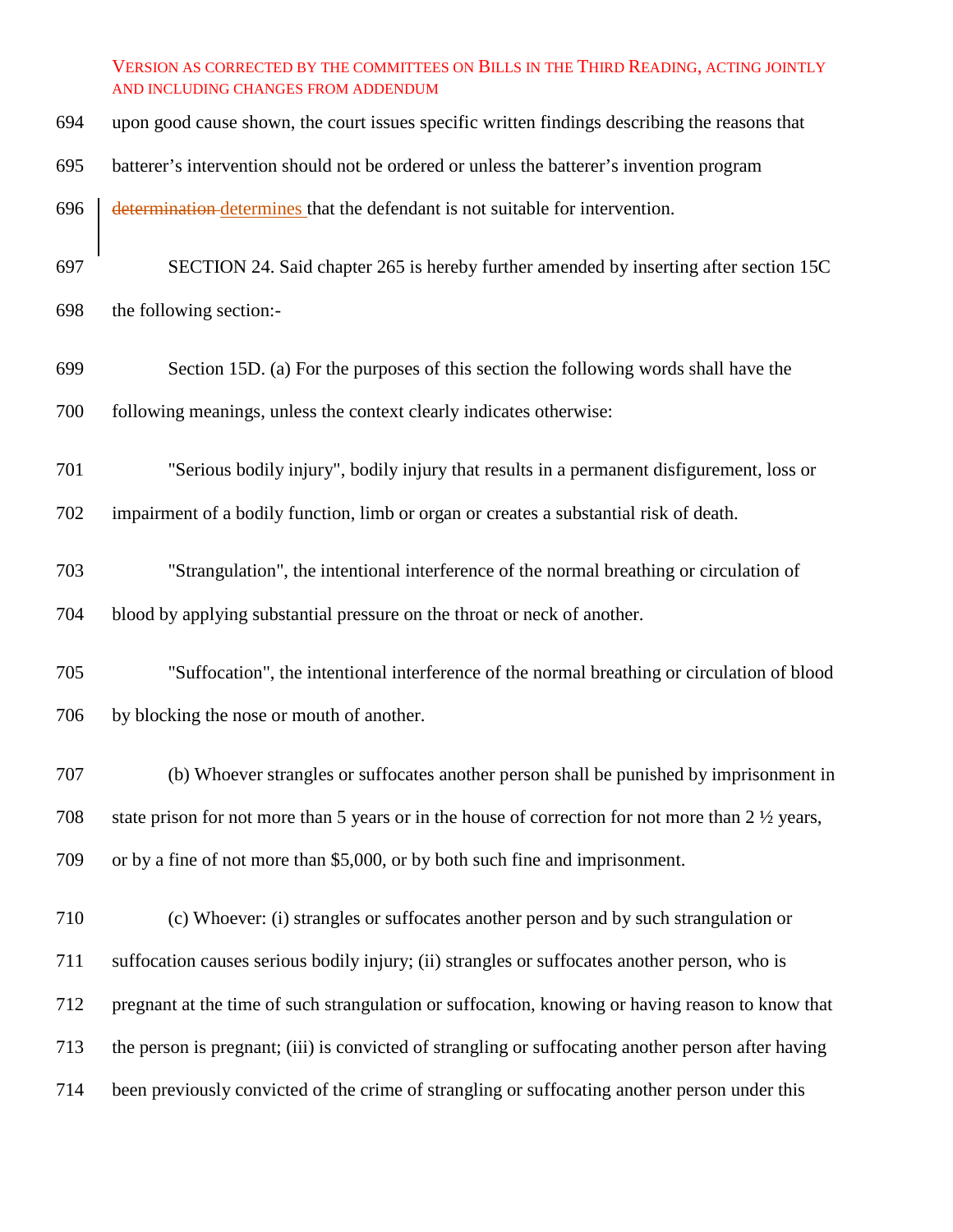upon good cause shown, the court issues specific written findings describing the reasons that batterer's intervention should not be ordered or unless the batterer's invention program ~~determination~~ determines that the defendant is not suitable for intervention.

SECTION 24. Said chapter 265 is hereby further amended by inserting after section 15C the following section:-

Section 15D. (a) For the purposes of this section the following words shall have the following meanings, unless the context clearly indicates otherwise:

"Serious bodily injury", bodily injury that results in a permanent disfigurement, loss or impairment of a bodily function, limb or organ or creates a substantial risk of death.

"Strangulation", the intentional interference of the normal breathing or circulation of blood by applying substantial pressure on the throat or neck of another.

"Suffocation", the intentional interference of the normal breathing or circulation of blood by blocking the nose or mouth of another.

(b) Whoever strangles or suffocates another person shall be punished by imprisonment in state prison for not more than 5 years or in the house of correction for not more than 2 ½ years, or by a fine of not more than $5,000, or by both such fine and imprisonment.

(c) Whoever: (i) strangles or suffocates another person and by such strangulation or suffocation causes serious bodily injury; (ii) strangles or suffocates another person, who is pregnant at the time of such strangulation or suffocation, knowing or having reason to know that the person is pregnant; (iii) is convicted of strangling or suffocating another person after having been previously convicted of the crime of strangling or suffocating another person under this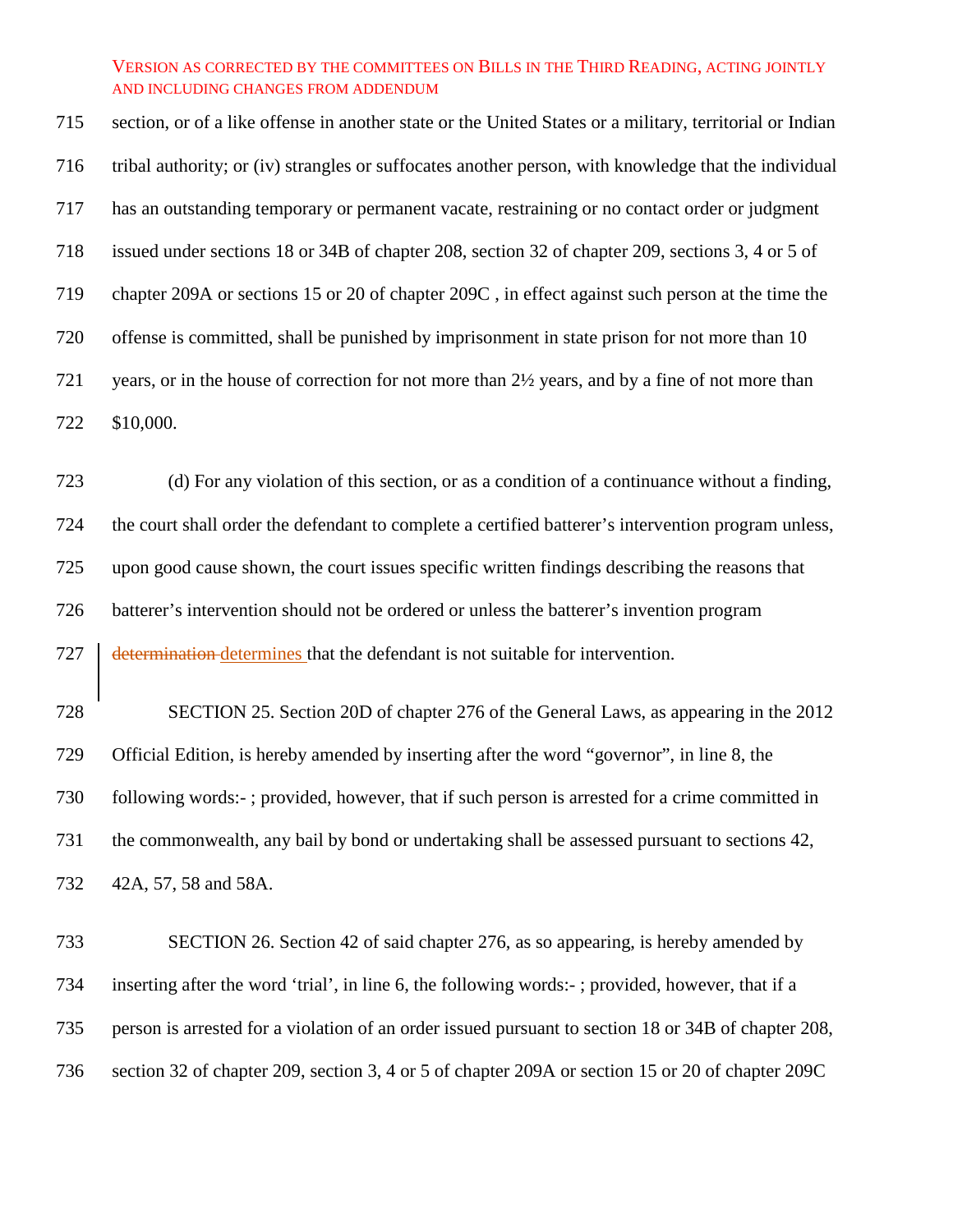section, or of a like offense in another state or the United States or a military, territorial or Indian tribal authority; or (iv) strangles or suffocates another person, with knowledge that the individual has an outstanding temporary or permanent vacate, restraining or no contact order or judgment issued under sections 18 or 34B of chapter 208, section 32 of chapter 209, sections 3, 4 or 5 of chapter 209A or sections 15 or 20 of chapter 209C , in effect against such person at the time the offense is committed, shall be punished by imprisonment in state prison for not more than 10 years, or in the house of correction for not more than 2½ years, and by a fine of not more than $10,000.

(d) For any violation of this section, or as a condition of a continuance without a finding, the court shall order the defendant to complete a certified batterer's intervention program unless, upon good cause shown, the court issues specific written findings describing the reasons that batterer's intervention should not be ordered or unless the batterer's invention program ~~determination~~ determines that the defendant is not suitable for intervention.

SECTION 25. Section 20D of chapter 276 of the General Laws, as appearing in the 2012 Official Edition, is hereby amended by inserting after the word "governor", in line 8, the following words:- ; provided, however, that if such person is arrested for a crime committed in the commonwealth, any bail by bond or undertaking shall be assessed pursuant to sections 42, 42A, 57, 58 and 58A.

SECTION 26. Section 42 of said chapter 276, as so appearing, is hereby amended by inserting after the word 'trial', in line 6, the following words:- ; provided, however, that if a person is arrested for a violation of an order issued pursuant to section 18 or 34B of chapter 208, section 32 of chapter 209, section 3, 4 or 5 of chapter 209A or section 15 or 20 of chapter 209C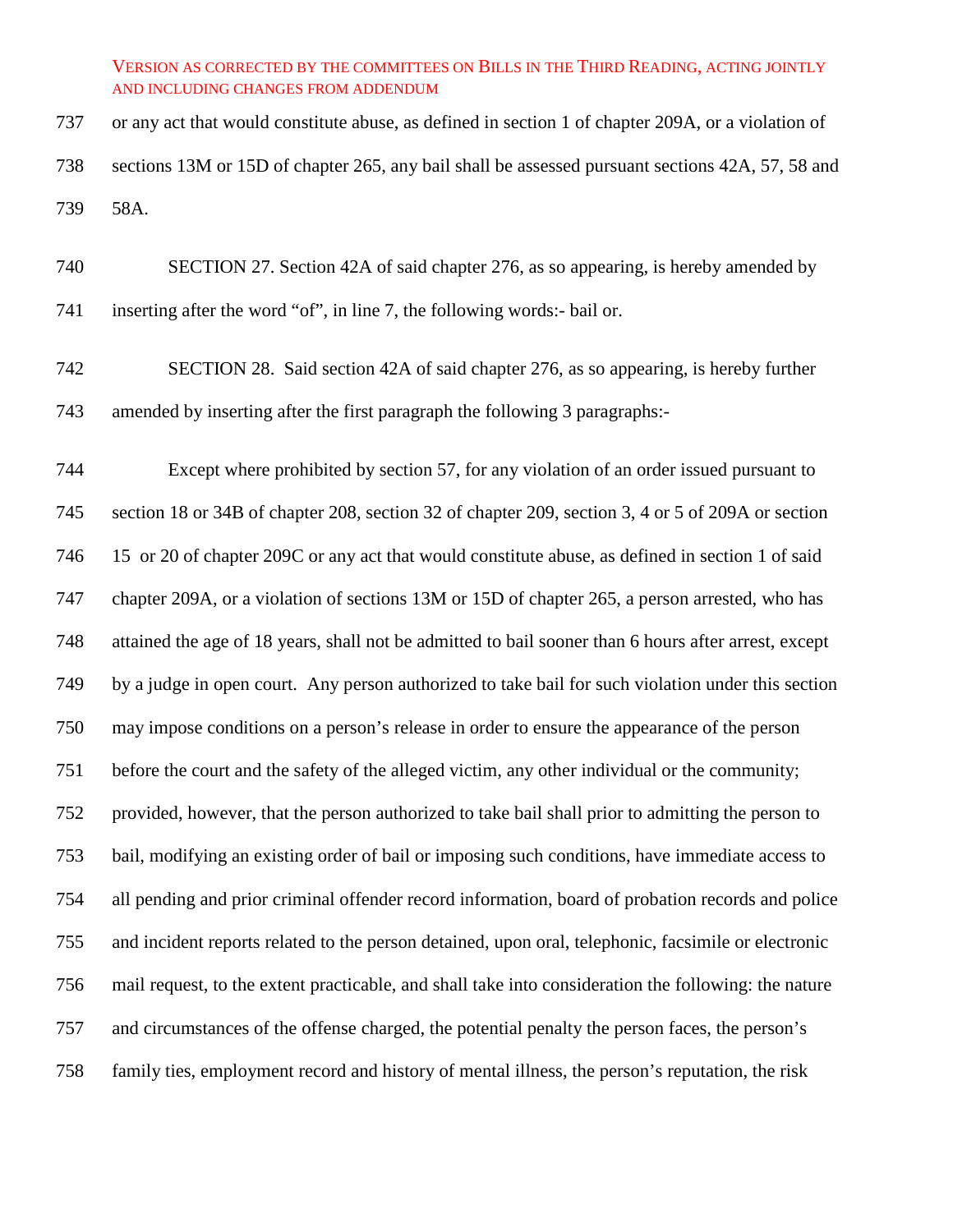VERSION AS CORRECTED BY THE COMMITTEES ON BILLS IN THE THIRD READING, ACTING JOINTLY AND INCLUDING CHANGES FROM ADDENDUM

737 or any act that would constitute abuse, as defined in section 1 of chapter 209A, or a violation of
738 sections 13M or 15D of chapter 265, any bail shall be assessed pursuant sections 42A, 57, 58 and
739 58A.

740 SECTION 27. Section 42A of said chapter 276, as so appearing, is hereby amended by
741 inserting after the word "of", in line 7, the following words:- bail or.

742 SECTION 28. Said section 42A of said chapter 276, as so appearing, is hereby further
743 amended by inserting after the first paragraph the following 3 paragraphs:-

744 Except where prohibited by section 57, for any violation of an order issued pursuant to
745 section 18 or 34B of chapter 208, section 32 of chapter 209, section 3, 4 or 5 of 209A or section
746 15 or 20 of chapter 209C or any act that would constitute abuse, as defined in section 1 of said
747 chapter 209A, or a violation of sections 13M or 15D of chapter 265, a person arrested, who has
748 attained the age of 18 years, shall not be admitted to bail sooner than 6 hours after arrest, except
749 by a judge in open court. Any person authorized to take bail for such violation under this section
750 may impose conditions on a person's release in order to ensure the appearance of the person
751 before the court and the safety of the alleged victim, any other individual or the community;
752 provided, however, that the person authorized to take bail shall prior to admitting the person to
753 bail, modifying an existing order of bail or imposing such conditions, have immediate access to
754 all pending and prior criminal offender record information, board of probation records and police
755 and incident reports related to the person detained, upon oral, telephonic, facsimile or electronic
756 mail request, to the extent practicable, and shall take into consideration the following: the nature
757 and circumstances of the offense charged, the potential penalty the person faces, the person's
758 family ties, employment record and history of mental illness, the person's reputation, the risk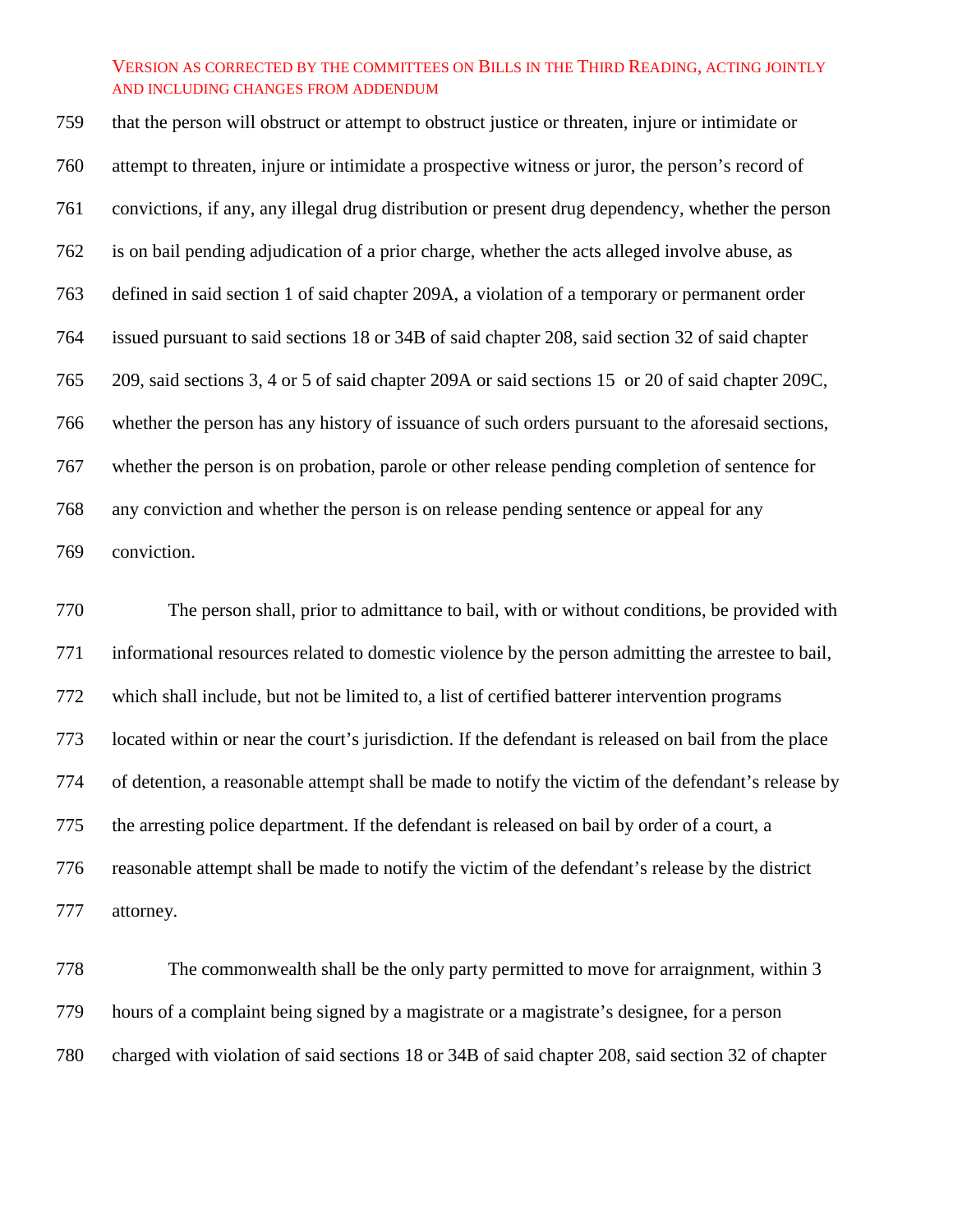that the person will obstruct or attempt to obstruct justice or threaten, injure or intimidate or attempt to threaten, injure or intimidate a prospective witness or juror, the person's record of convictions, if any, any illegal drug distribution or present drug dependency, whether the person is on bail pending adjudication of a prior charge, whether the acts alleged involve abuse, as defined in said section 1 of said chapter 209A, a violation of a temporary or permanent order issued pursuant to said sections 18 or 34B of said chapter 208, said section 32 of said chapter 209, said sections 3, 4 or 5 of said chapter 209A or said sections 15 or 20 of said chapter 209C, whether the person has any history of issuance of such orders pursuant to the aforesaid sections, whether the person is on probation, parole or other release pending completion of sentence for any conviction and whether the person is on release pending sentence or appeal for any conviction.

The person shall, prior to admittance to bail, with or without conditions, be provided with informational resources related to domestic violence by the person admitting the arrestee to bail, which shall include, but not be limited to, a list of certified batterer intervention programs located within or near the court's jurisdiction. If the defendant is released on bail from the place of detention, a reasonable attempt shall be made to notify the victim of the defendant's release by the arresting police department. If the defendant is released on bail by order of a court, a reasonable attempt shall be made to notify the victim of the defendant's release by the district attorney.

The commonwealth shall be the only party permitted to move for arraignment, within 3 hours of a complaint being signed by a magistrate or a magistrate's designee, for a person charged with violation of said sections 18 or 34B of said chapter 208, said section 32 of chapter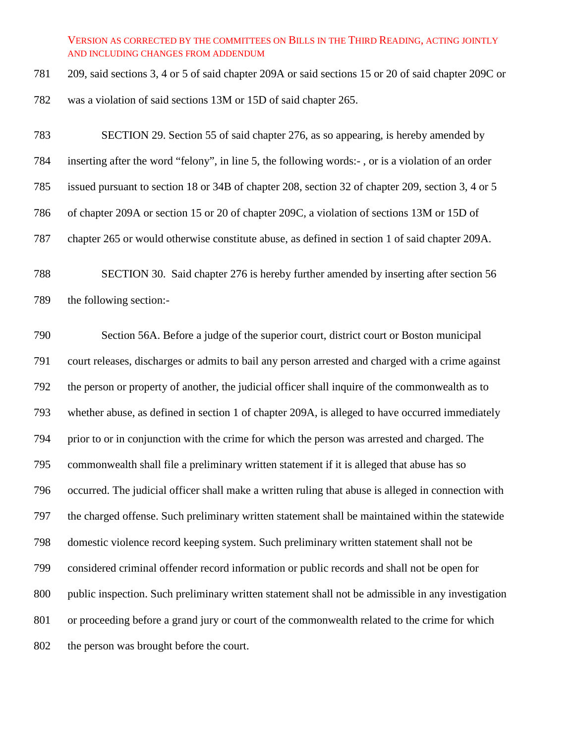209, said sections 3, 4 or 5 of said chapter 209A or said sections 15 or 20 of said chapter 209C or was a violation of said sections 13M or 15D of said chapter 265.

SECTION 29. Section 55 of said chapter 276, as so appearing, is hereby amended by inserting after the word "felony", in line 5, the following words:- , or is a violation of an order issued pursuant to section 18 or 34B of chapter 208, section 32 of chapter 209, section 3, 4 or 5 of chapter 209A or section 15 or 20 of chapter 209C, a violation of sections 13M or 15D of chapter 265 or would otherwise constitute abuse, as defined in section 1 of said chapter 209A.

SECTION 30. Said chapter 276 is hereby further amended by inserting after section 56 the following section:-

Section 56A. Before a judge of the superior court, district court or Boston municipal court releases, discharges or admits to bail any person arrested and charged with a crime against the person or property of another, the judicial officer shall inquire of the commonwealth as to whether abuse, as defined in section 1 of chapter 209A, is alleged to have occurred immediately prior to or in conjunction with the crime for which the person was arrested and charged. The commonwealth shall file a preliminary written statement if it is alleged that abuse has so occurred. The judicial officer shall make a written ruling that abuse is alleged in connection with the charged offense. Such preliminary written statement shall be maintained within the statewide domestic violence record keeping system. Such preliminary written statement shall not be considered criminal offender record information or public records and shall not be open for public inspection. Such preliminary written statement shall not be admissible in any investigation or proceeding before a grand jury or court of the commonwealth related to the crime for which the person was brought before the court.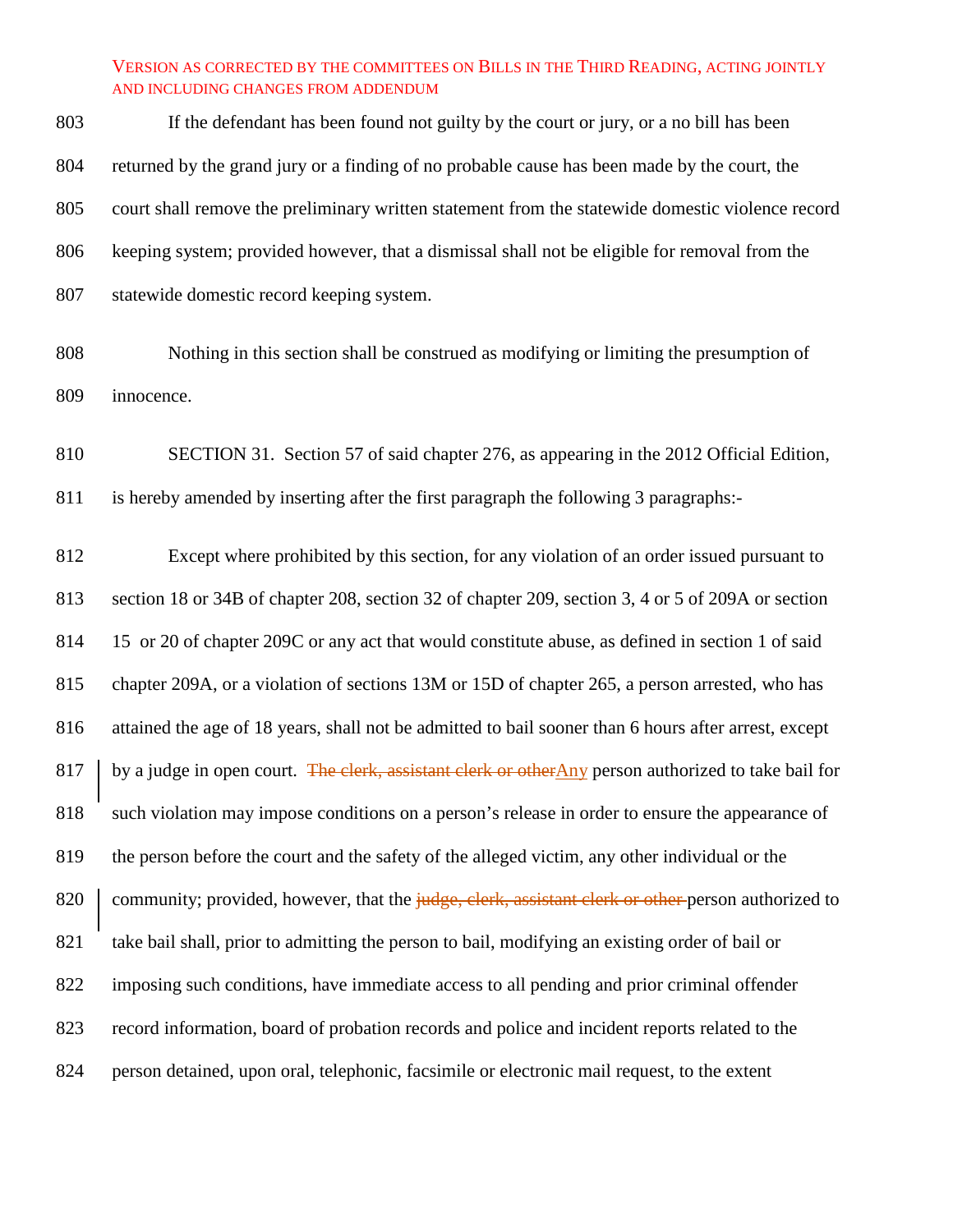VERSION AS CORRECTED BY THE COMMITTEES ON BILLS IN THE THIRD READING, ACTING JOINTLY AND INCLUDING CHANGES FROM ADDENDUM

803 If the defendant has been found not guilty by the court or jury, or a no bill has been
804 returned by the grand jury or a finding of no probable cause has been made by the court, the
805 court shall remove the preliminary written statement from the statewide domestic violence record
806 keeping system; provided however, that a dismissal shall not be eligible for removal from the
807 statewide domestic record keeping system.

808 Nothing in this section shall be construed as modifying or limiting the presumption of
809 innocence.

810 SECTION 31. Section 57 of said chapter 276, as appearing in the 2012 Official Edition,
811 is hereby amended by inserting after the first paragraph the following 3 paragraphs:-

812 Except where prohibited by this section, for any violation of an order issued pursuant to
813 section 18 or 34B of chapter 208, section 32 of chapter 209, section 3, 4 or 5 of 209A or section
814 15 or 20 of chapter 209C or any act that would constitute abuse, as defined in section 1 of said
815 chapter 209A, or a violation of sections 13M or 15D of chapter 265, a person arrested, who has
816 attained the age of 18 years, shall not be admitted to bail sooner than 6 hours after arrest, except
817 by a judge in open court. ~~The clerk, assistant clerk or other~~Any person authorized to take bail for
818 such violation may impose conditions on a person's release in order to ensure the appearance of
819 the person before the court and the safety of the alleged victim, any other individual or the
820 community; provided, however, that the ~~judge, clerk, assistant clerk or other~~ person authorized to
821 take bail shall, prior to admitting the person to bail, modifying an existing order of bail or
822 imposing such conditions, have immediate access to all pending and prior criminal offender
823 record information, board of probation records and police and incident reports related to the
824 person detained, upon oral, telephonic, facsimile or electronic mail request, to the extent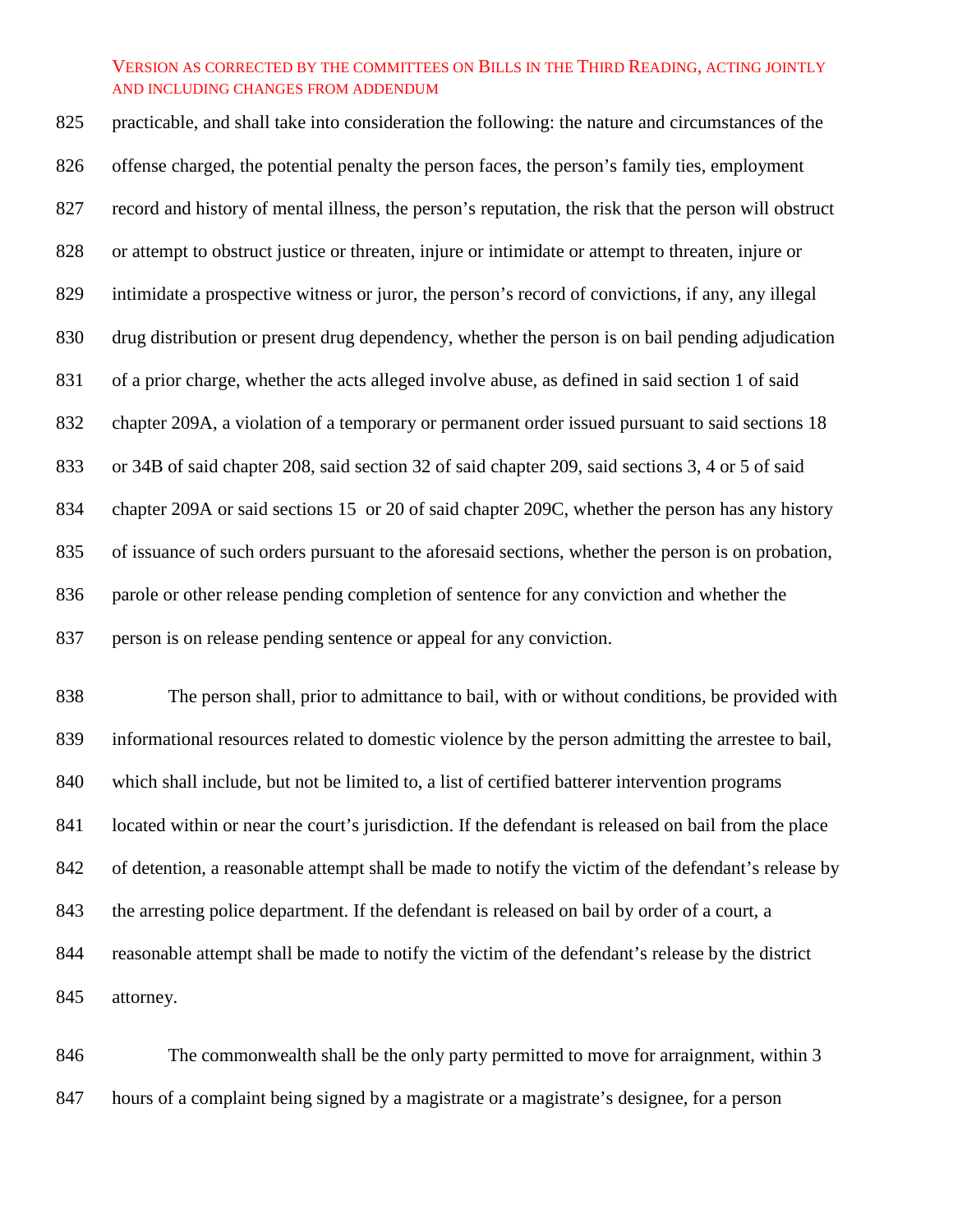practicable, and shall take into consideration the following: the nature and circumstances of the offense charged, the potential penalty the person faces, the person's family ties, employment record and history of mental illness, the person's reputation, the risk that the person will obstruct or attempt to obstruct justice or threaten, injure or intimidate or attempt to threaten, injure or intimidate a prospective witness or juror, the person's record of convictions, if any, any illegal drug distribution or present drug dependency, whether the person is on bail pending adjudication of a prior charge, whether the acts alleged involve abuse, as defined in said section 1 of said chapter 209A, a violation of a temporary or permanent order issued pursuant to said sections 18 or 34B of said chapter 208, said section 32 of said chapter 209, said sections 3, 4 or 5 of said chapter 209A or said sections 15 or 20 of said chapter 209C, whether the person has any history of issuance of such orders pursuant to the aforesaid sections, whether the person is on probation, parole or other release pending completion of sentence for any conviction and whether the person is on release pending sentence or appeal for any conviction.

The person shall, prior to admittance to bail, with or without conditions, be provided with informational resources related to domestic violence by the person admitting the arrestee to bail, which shall include, but not be limited to, a list of certified batterer intervention programs located within or near the court's jurisdiction. If the defendant is released on bail from the place of detention, a reasonable attempt shall be made to notify the victim of the defendant's release by the arresting police department. If the defendant is released on bail by order of a court, a reasonable attempt shall be made to notify the victim of the defendant's release by the district attorney.

The commonwealth shall be the only party permitted to move for arraignment, within 3 hours of a complaint being signed by a magistrate or a magistrate's designee, for a person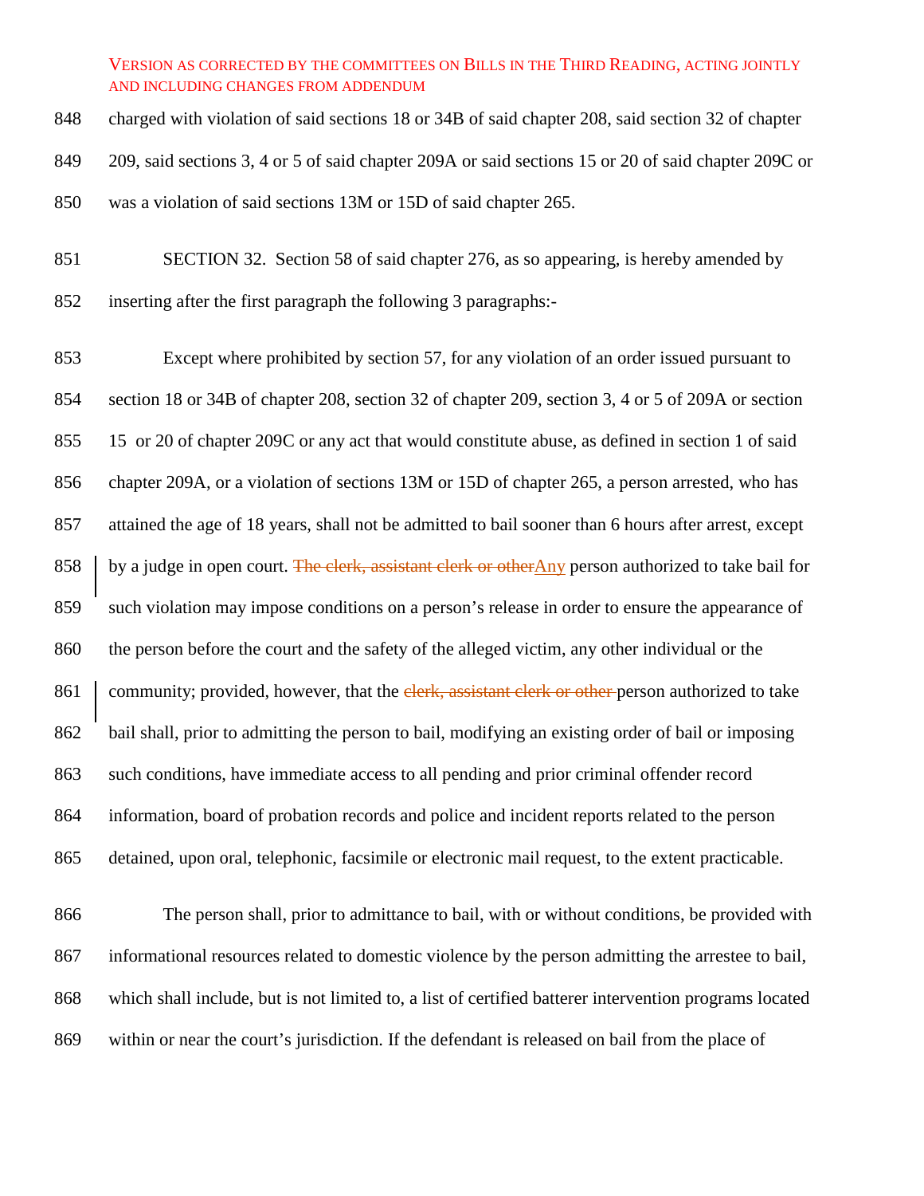VERSION AS CORRECTED BY THE COMMITTEES ON BILLS IN THE THIRD READING, ACTING JOINTLY AND INCLUDING CHANGES FROM ADDENDUM

848 charged with violation of said sections 18 or 34B of said chapter 208, said section 32 of chapter
849 209, said sections 3, 4 or 5 of said chapter 209A or said sections 15 or 20 of said chapter 209C or
850 was a violation of said sections 13M or 15D of said chapter 265.

851 SECTION 32. Section 58 of said chapter 276, as so appearing, is hereby amended by
852 inserting after the first paragraph the following 3 paragraphs:-

853 Except where prohibited by section 57, for any violation of an order issued pursuant to
854 section 18 or 34B of chapter 208, section 32 of chapter 209, section 3, 4 or 5 of 209A or section
855 15 or 20 of chapter 209C or any act that would constitute abuse, as defined in section 1 of said
856 chapter 209A, or a violation of sections 13M or 15D of chapter 265, a person arrested, who has
857 attained the age of 18 years, shall not be admitted to bail sooner than 6 hours after arrest, except
858 by a judge in open court. ~~The clerk, assistant clerk or other~~Any person authorized to take bail for
859 such violation may impose conditions on a person's release in order to ensure the appearance of
860 the person before the court and the safety of the alleged victim, any other individual or the
861 community; provided, however, that the ~~clerk, assistant clerk or other~~ person authorized to take
862 bail shall, prior to admitting the person to bail, modifying an existing order of bail or imposing
863 such conditions, have immediate access to all pending and prior criminal offender record
864 information, board of probation records and police and incident reports related to the person
865 detained, upon oral, telephonic, facsimile or electronic mail request, to the extent practicable.

866 The person shall, prior to admittance to bail, with or without conditions, be provided with
867 informational resources related to domestic violence by the person admitting the arrestee to bail,
868 which shall include, but is not limited to, a list of certified batterer intervention programs located
869 within or near the court's jurisdiction. If the defendant is released on bail from the place of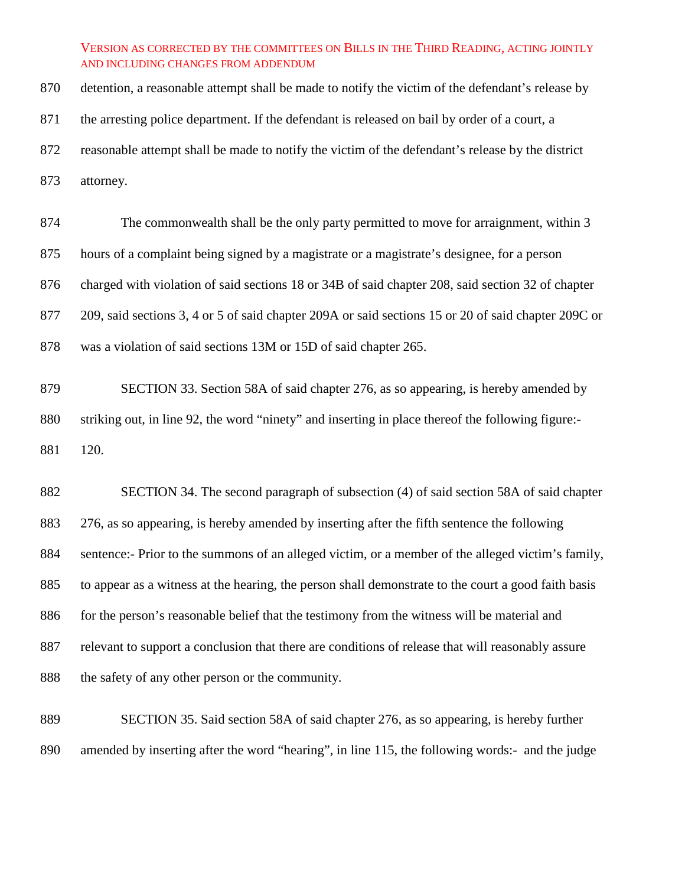detention, a reasonable attempt shall be made to notify the victim of the defendant's release by the arresting police department. If the defendant is released on bail by order of a court, a reasonable attempt shall be made to notify the victim of the defendant's release by the district attorney.

The commonwealth shall be the only party permitted to move for arraignment, within 3 hours of a complaint being signed by a magistrate or a magistrate's designee, for a person charged with violation of said sections 18 or 34B of said chapter 208, said section 32 of chapter 209, said sections 3, 4 or 5 of said chapter 209A or said sections 15 or 20 of said chapter 209C or was a violation of said sections 13M or 15D of said chapter 265.

SECTION 33. Section 58A of said chapter 276, as so appearing, is hereby amended by striking out, in line 92, the word "ninety" and inserting in place thereof the following figure:- 120.

SECTION 34. The second paragraph of subsection (4) of said section 58A of said chapter 276, as so appearing, is hereby amended by inserting after the fifth sentence the following sentence:- Prior to the summons of an alleged victim, or a member of the alleged victim's family, to appear as a witness at the hearing, the person shall demonstrate to the court a good faith basis for the person's reasonable belief that the testimony from the witness will be material and relevant to support a conclusion that there are conditions of release that will reasonably assure the safety of any other person or the community.

SECTION 35. Said section 58A of said chapter 276, as so appearing, is hereby further amended by inserting after the word "hearing", in line 115, the following words:- and the judge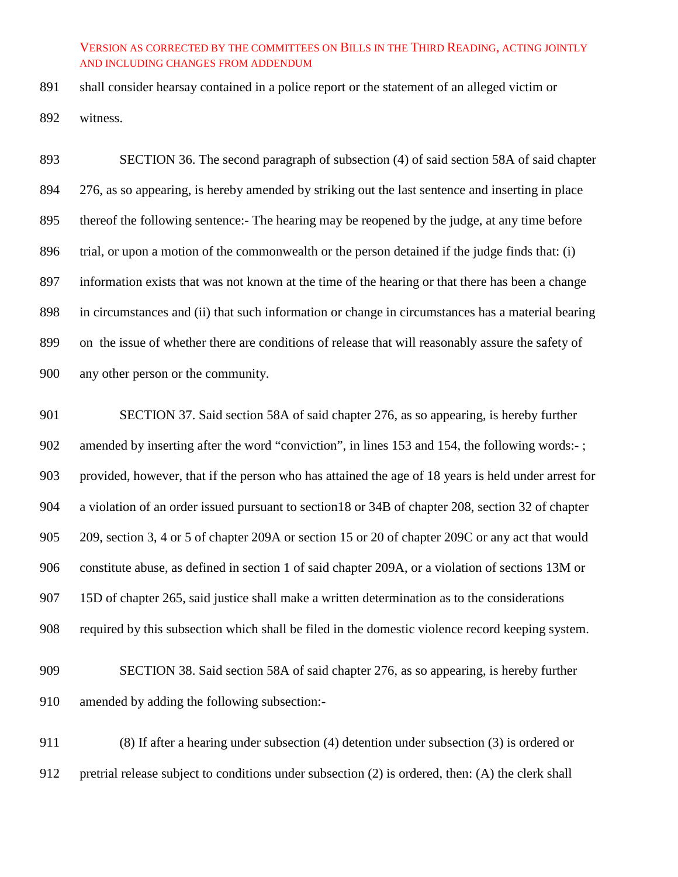shall consider hearsay contained in a police report or the statement of an alleged victim or witness.

SECTION 36. The second paragraph of subsection (4) of said section 58A of said chapter 276, as so appearing, is hereby amended by striking out the last sentence and inserting in place thereof the following sentence:- The hearing may be reopened by the judge, at any time before trial, or upon a motion of the commonwealth or the person detained if the judge finds that: (i) information exists that was not known at the time of the hearing or that there has been a change in circumstances and (ii) that such information or change in circumstances has a material bearing on the issue of whether there are conditions of release that will reasonably assure the safety of any other person or the community.

SECTION 37. Said section 58A of said chapter 276, as so appearing, is hereby further amended by inserting after the word "conviction", in lines 153 and 154, the following words:- ; provided, however, that if the person who has attained the age of 18 years is held under arrest for a violation of an order issued pursuant to section18 or 34B of chapter 208, section 32 of chapter 209, section 3, 4 or 5 of chapter 209A or section 15 or 20 of chapter 209C or any act that would constitute abuse, as defined in section 1 of said chapter 209A, or a violation of sections 13M or 15D of chapter 265, said justice shall make a written determination as to the considerations required by this subsection which shall be filed in the domestic violence record keeping system.

SECTION 38. Said section 58A of said chapter 276, as so appearing, is hereby further amended by adding the following subsection:-

(8) If after a hearing under subsection (4) detention under subsection (3) is ordered or pretrial release subject to conditions under subsection (2) is ordered, then: (A) the clerk shall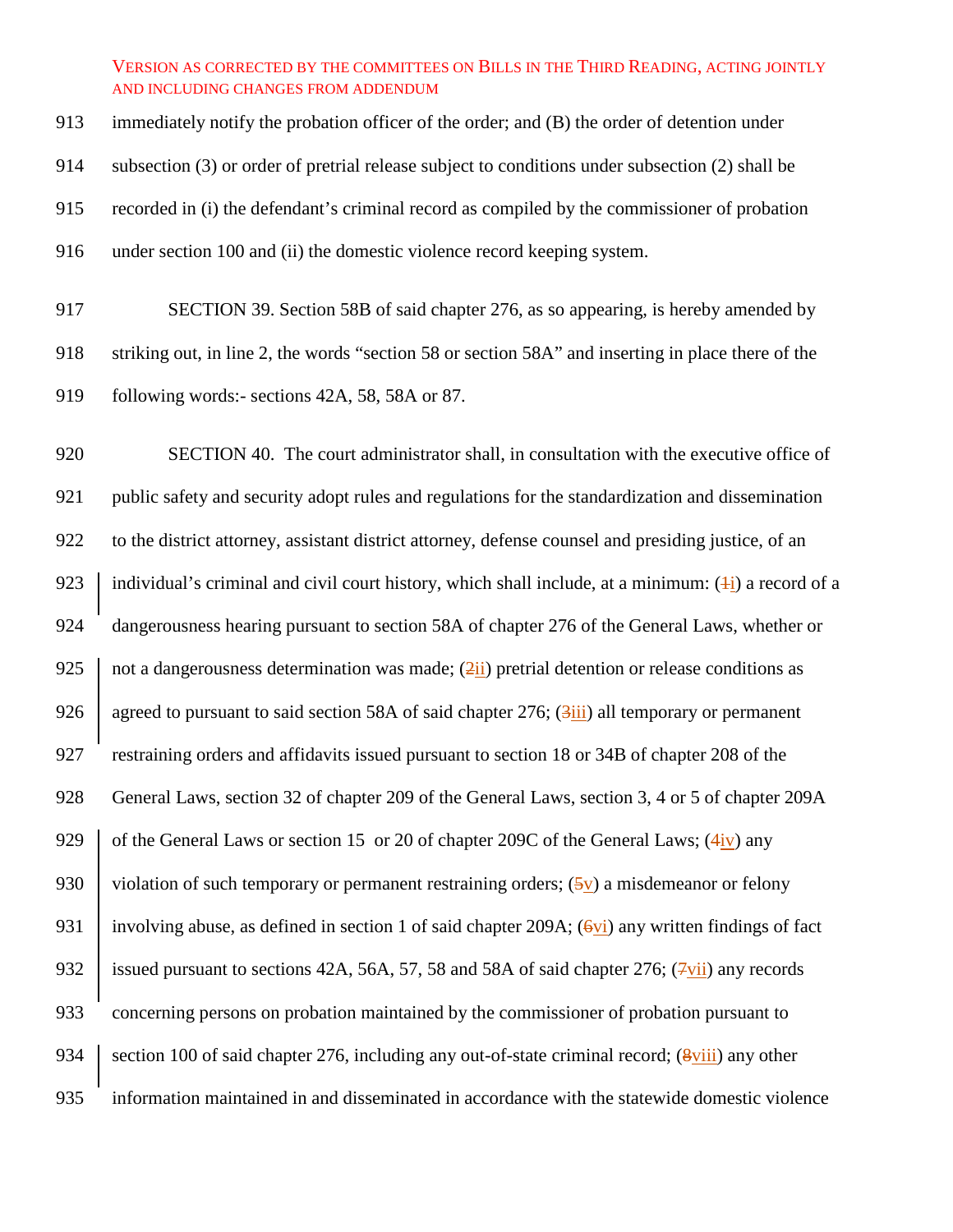immediately notify the probation officer of the order; and (B) the order of detention under subsection (3) or order of pretrial release subject to conditions under subsection (2) shall be recorded in (i) the defendant's criminal record as compiled by the commissioner of probation under section 100 and (ii) the domestic violence record keeping system.

SECTION 39. Section 58B of said chapter 276, as so appearing, is hereby amended by striking out, in line 2, the words "section 58 or section 58A" and inserting in place there of the following words:- sections 42A, 58, 58A or 87.

SECTION 40. The court administrator shall, in consultation with the executive office of public safety and security adopt rules and regulations for the standardization and dissemination to the district attorney, assistant district attorney, defense counsel and presiding justice, of an individual's criminal and civil court history, which shall include, at a minimum: (~~1~~i) a record of a dangerousness hearing pursuant to section 58A of chapter 276 of the General Laws, whether or not a dangerousness determination was made; (~~2~~ii) pretrial detention or release conditions as agreed to pursuant to said section 58A of said chapter 276; (~~3~~iii) all temporary or permanent restraining orders and affidavits issued pursuant to section 18 or 34B of chapter 208 of the General Laws, section 32 of chapter 209 of the General Laws, section 3, 4 or 5 of chapter 209A of the General Laws or section 15 or 20 of chapter 209C of the General Laws; (~~4~~iv) any violation of such temporary or permanent restraining orders; (~~5~~v) a misdemeanor or felony involving abuse, as defined in section 1 of said chapter 209A; (~~6~~vi) any written findings of fact issued pursuant to sections 42A, 56A, 57, 58 and 58A of said chapter 276; (~~7~~vii) any records concerning persons on probation maintained by the commissioner of probation pursuant to section 100 of said chapter 276, including any out-of-state criminal record; (~~8~~viii) any other information maintained in and disseminated in accordance with the statewide domestic violence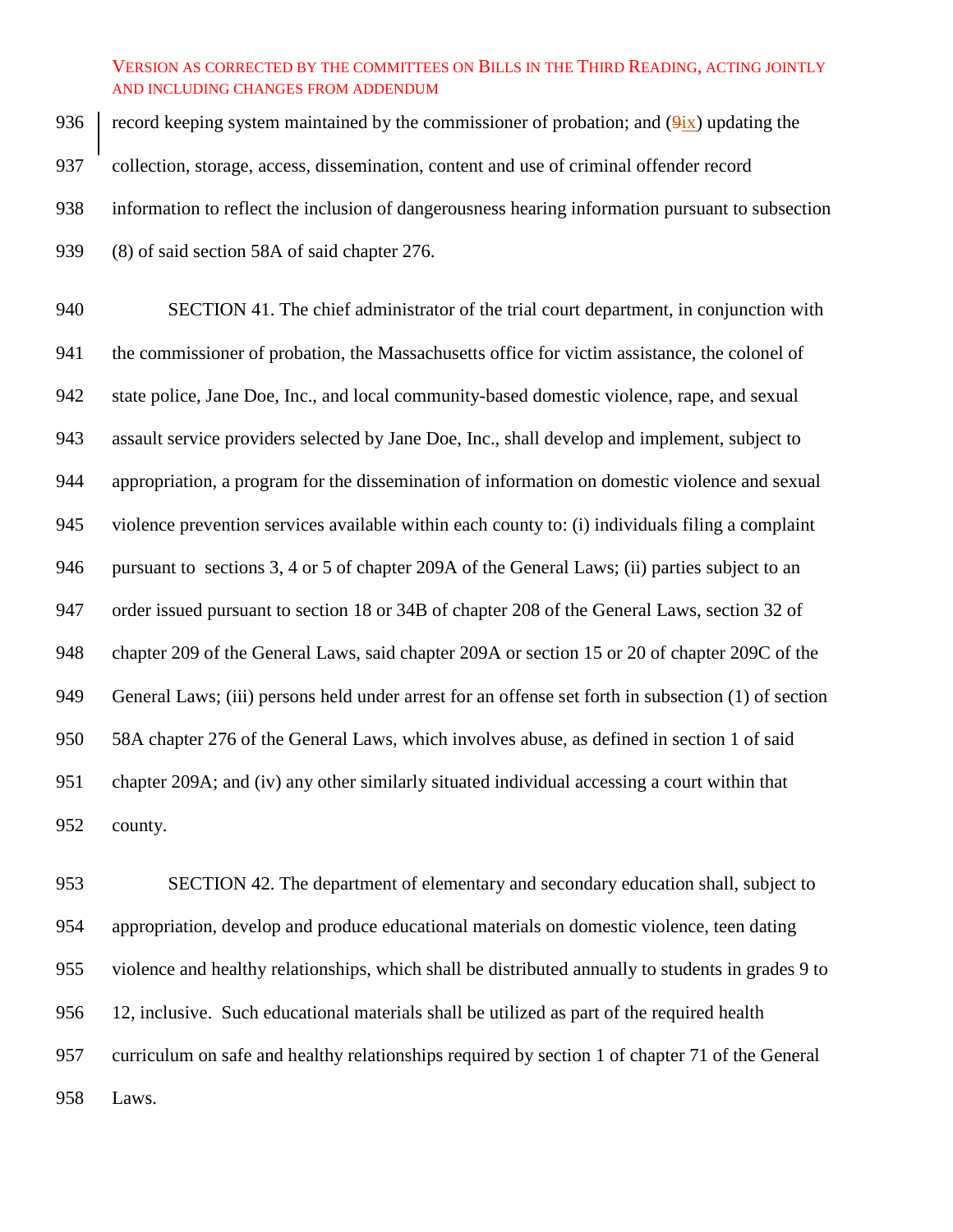record keeping system maintained by the commissioner of probation; and (~~9~~ix) updating the collection, storage, access, dissemination, content and use of criminal offender record information to reflect the inclusion of dangerousness hearing information pursuant to subsection (8) of said section 58A of said chapter 276.

SECTION 41. The chief administrator of the trial court department, in conjunction with the commissioner of probation, the Massachusetts office for victim assistance, the colonel of state police, Jane Doe, Inc., and local community-based domestic violence, rape, and sexual assault service providers selected by Jane Doe, Inc., shall develop and implement, subject to appropriation, a program for the dissemination of information on domestic violence and sexual violence prevention services available within each county to: (i) individuals filing a complaint pursuant to sections 3, 4 or 5 of chapter 209A of the General Laws; (ii) parties subject to an order issued pursuant to section 18 or 34B of chapter 208 of the General Laws, section 32 of chapter 209 of the General Laws, said chapter 209A or section 15 or 20 of chapter 209C of the General Laws; (iii) persons held under arrest for an offense set forth in subsection (1) of section 58A chapter 276 of the General Laws, which involves abuse, as defined in section 1 of said chapter 209A; and (iv) any other similarly situated individual accessing a court within that county.

SECTION 42. The department of elementary and secondary education shall, subject to appropriation, develop and produce educational materials on domestic violence, teen dating violence and healthy relationships, which shall be distributed annually to students in grades 9 to 12, inclusive. Such educational materials shall be utilized as part of the required health curriculum on safe and healthy relationships required by section 1 of chapter 71 of the General Laws.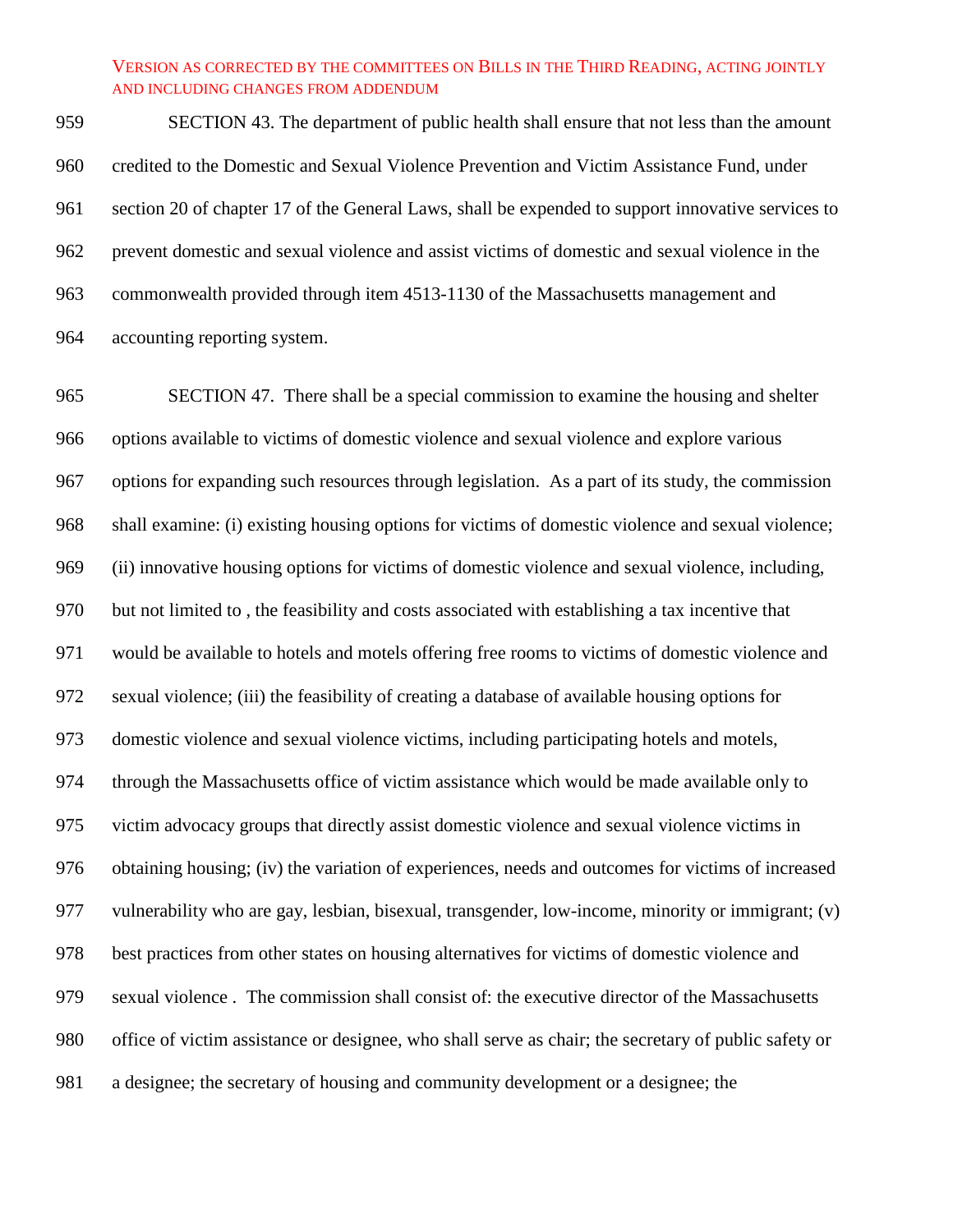SECTION 43. The department of public health shall ensure that not less than the amount credited to the Domestic and Sexual Violence Prevention and Victim Assistance Fund, under section 20 of chapter 17 of the General Laws, shall be expended to support innovative services to prevent domestic and sexual violence and assist victims of domestic and sexual violence in the commonwealth provided through item 4513-1130 of the Massachusetts management and accounting reporting system.

SECTION 47. There shall be a special commission to examine the housing and shelter options available to victims of domestic violence and sexual violence and explore various options for expanding such resources through legislation. As a part of its study, the commission shall examine: (i) existing housing options for victims of domestic violence and sexual violence; (ii) innovative housing options for victims of domestic violence and sexual violence, including, but not limited to , the feasibility and costs associated with establishing a tax incentive that would be available to hotels and motels offering free rooms to victims of domestic violence and sexual violence; (iii) the feasibility of creating a database of available housing options for domestic violence and sexual violence victims, including participating hotels and motels, through the Massachusetts office of victim assistance which would be made available only to victim advocacy groups that directly assist domestic violence and sexual violence victims in obtaining housing; (iv) the variation of experiences, needs and outcomes for victims of increased vulnerability who are gay, lesbian, bisexual, transgender, low-income, minority or immigrant; (v) best practices from other states on housing alternatives for victims of domestic violence and sexual violence . The commission shall consist of: the executive director of the Massachusetts office of victim assistance or designee, who shall serve as chair; the secretary of public safety or a designee; the secretary of housing and community development or a designee; the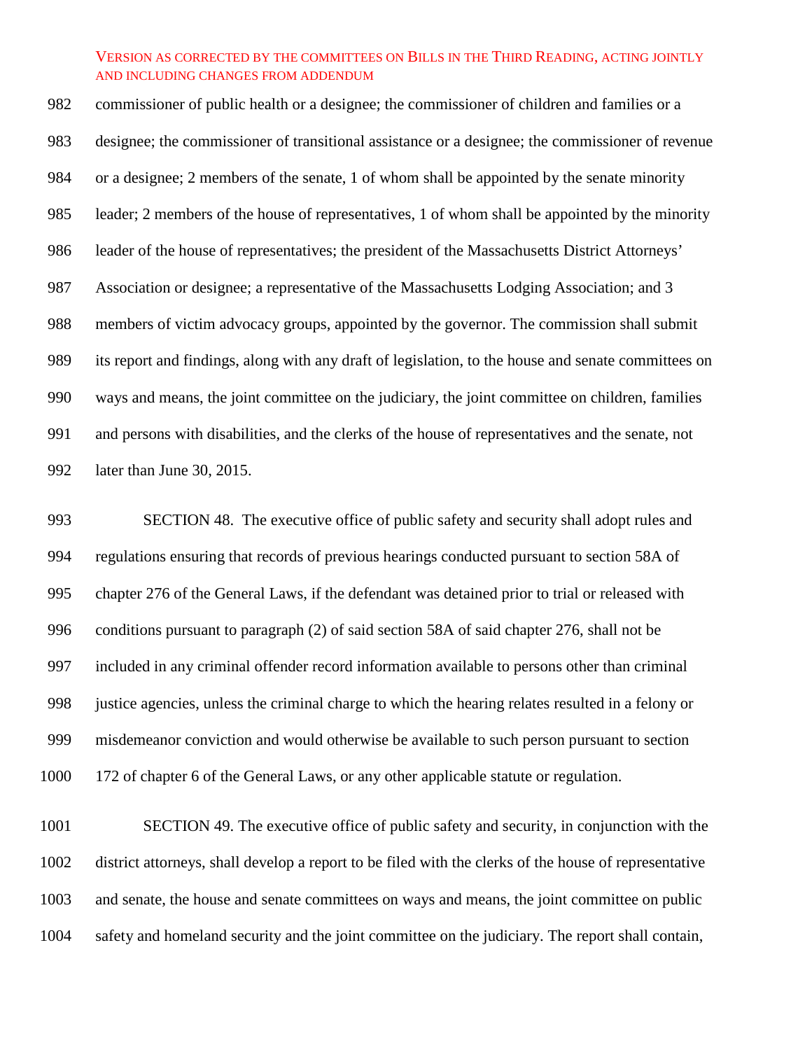commissioner of public health or a designee; the commissioner of children and families or a designee; the commissioner of transitional assistance or a designee; the commissioner of revenue or a designee; 2 members of the senate, 1 of whom shall be appointed by the senate minority leader; 2 members of the house of representatives, 1 of whom shall be appointed by the minority leader of the house of representatives; the president of the Massachusetts District Attorneys' Association or designee; a representative of the Massachusetts Lodging Association; and 3 members of victim advocacy groups, appointed by the governor. The commission shall submit its report and findings, along with any draft of legislation, to the house and senate committees on ways and means, the joint committee on the judiciary, the joint committee on children, families and persons with disabilities, and the clerks of the house of representatives and the senate, not later than June 30, 2015.

SECTION 48. The executive office of public safety and security shall adopt rules and regulations ensuring that records of previous hearings conducted pursuant to section 58A of chapter 276 of the General Laws, if the defendant was detained prior to trial or released with conditions pursuant to paragraph (2) of said section 58A of said chapter 276, shall not be included in any criminal offender record information available to persons other than criminal justice agencies, unless the criminal charge to which the hearing relates resulted in a felony or misdemeanor conviction and would otherwise be available to such person pursuant to section 172 of chapter 6 of the General Laws, or any other applicable statute or regulation.

SECTION 49. The executive office of public safety and security, in conjunction with the district attorneys, shall develop a report to be filed with the clerks of the house of representative and senate, the house and senate committees on ways and means, the joint committee on public safety and homeland security and the joint committee on the judiciary. The report shall contain,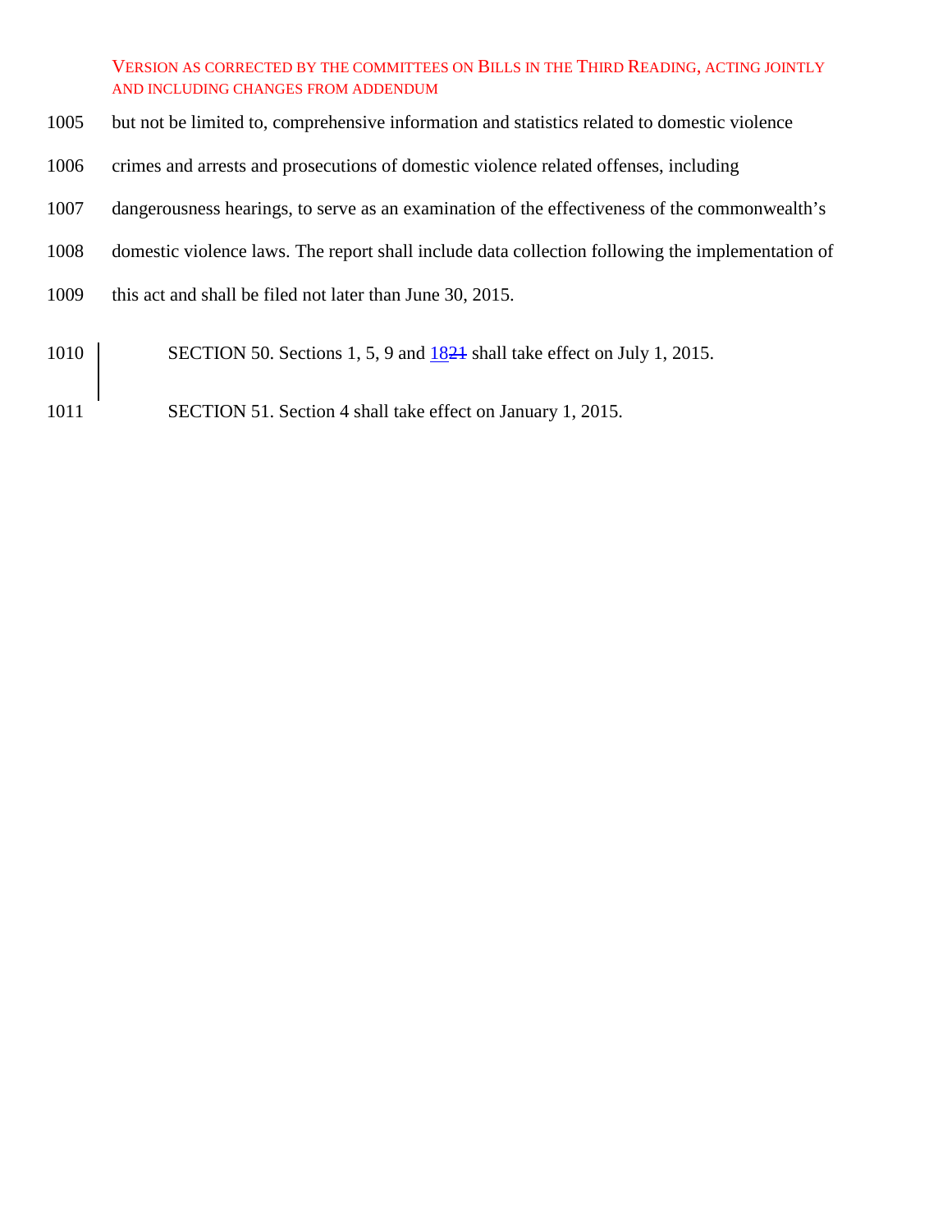VERSION AS CORRECTED BY THE COMMITTEES ON BILLS IN THE THIRD READING, ACTING JOINTLY AND INCLUDING CHANGES FROM ADDENDUM

1005 but not be limited to, comprehensive information and statistics related to domestic violence

1006 crimes and arrests and prosecutions of domestic violence related offenses, including

1007 dangerousness hearings, to serve as an examination of the effectiveness of the commonwealth's

1008 domestic violence laws. The report shall include data collection following the implementation of

1009 this act and shall be filed not later than June 30, 2015.

1010 SECTION 50. Sections 1, 5, 9 and 18~~21~~ shall take effect on July 1, 2015.

1011 SECTION 51. Section 4 shall take effect on January 1, 2015.